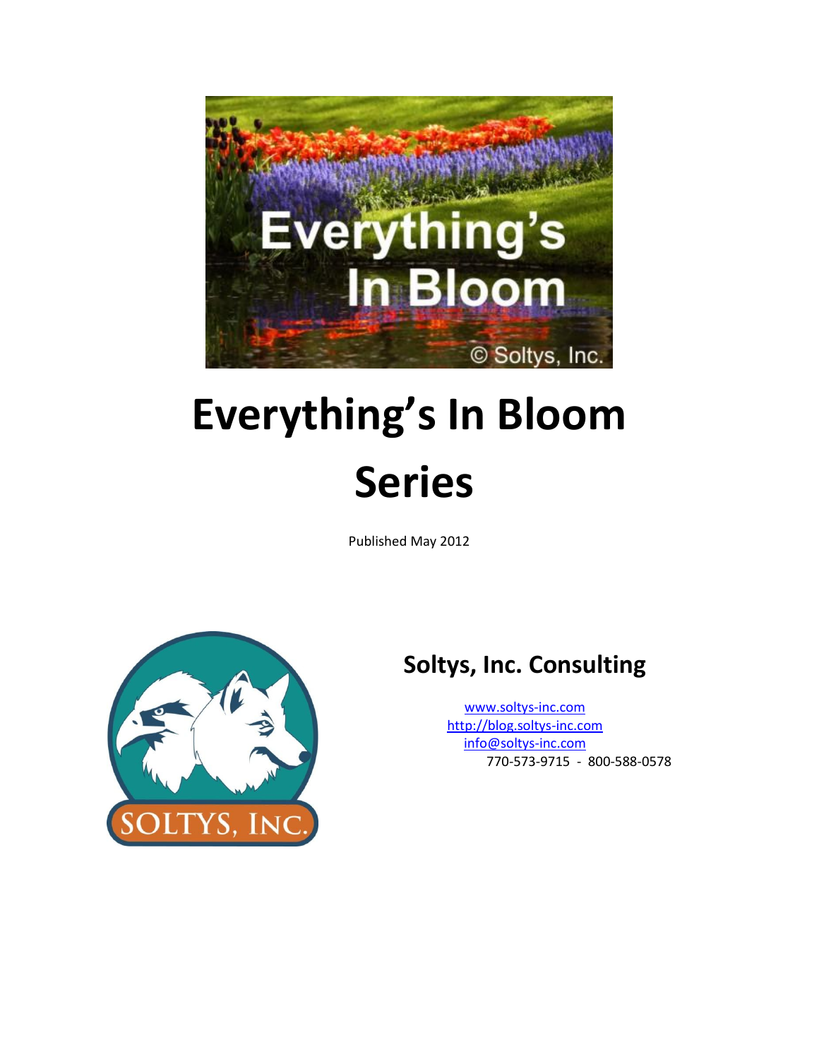# Everything's In Bloom Series

Published May 2012

## Soltys, Inc. Consulting

[www.soltys-inc.com](http://www.soltys-inc.com)
[http://blog.soltys-inc.com](http://blog.soltys-inc.com)
[info@soltys-inc.com](mailto:info@soltys-inc.com)
770-573-9715 - 800-588-0578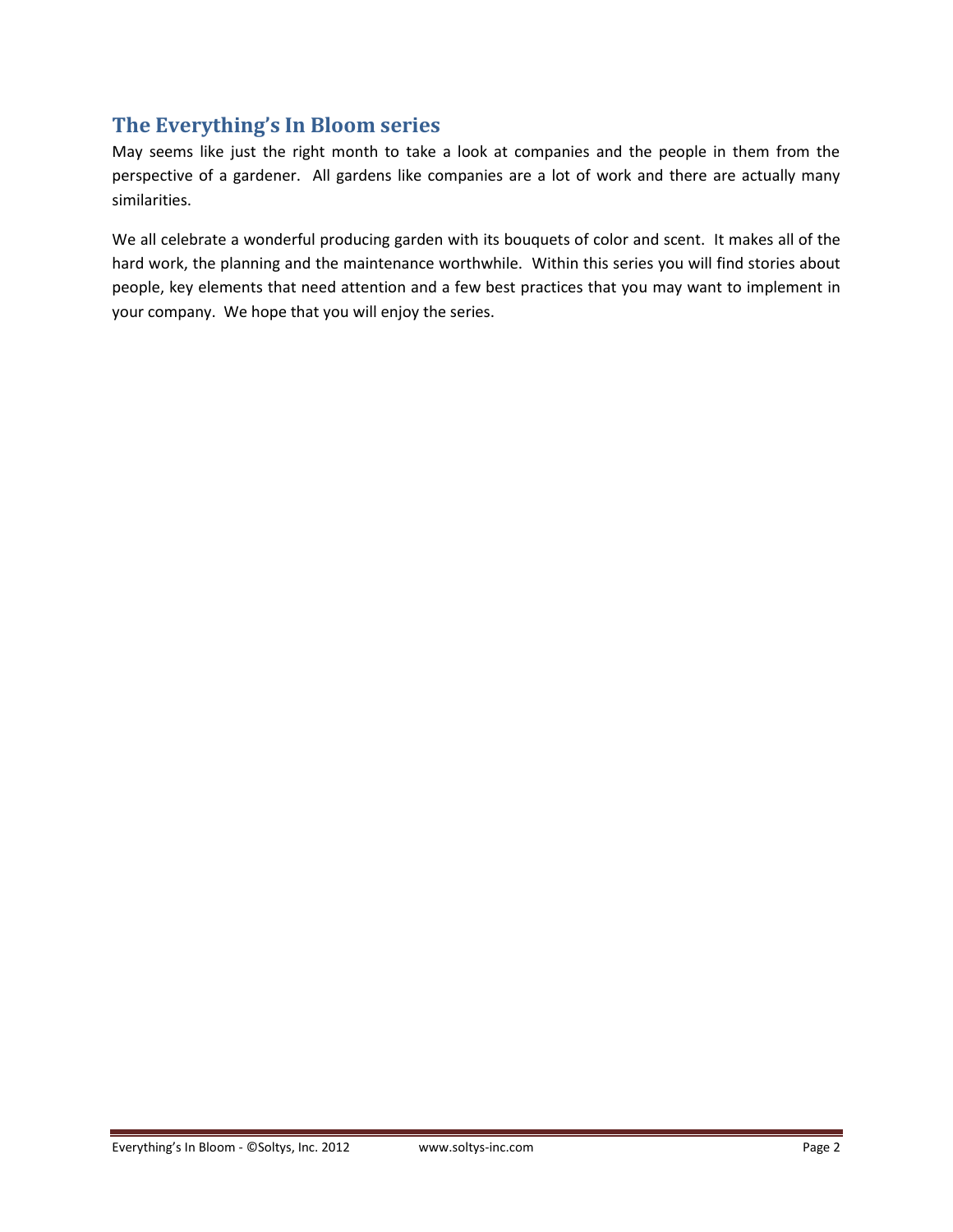## The Everything's In Bloom series

May seems like just the right month to take a look at companies and the people in them from the perspective of a gardener. All gardens like companies are a lot of work and there are actually many similarities.

We all celebrate a wonderful producing garden with its bouquets of color and scent. It makes all of the hard work, the planning and the maintenance worthwhile. Within this series you will find stories about people, key elements that need attention and a few best practices that you may want to implement in your company. We hope that you will enjoy the series.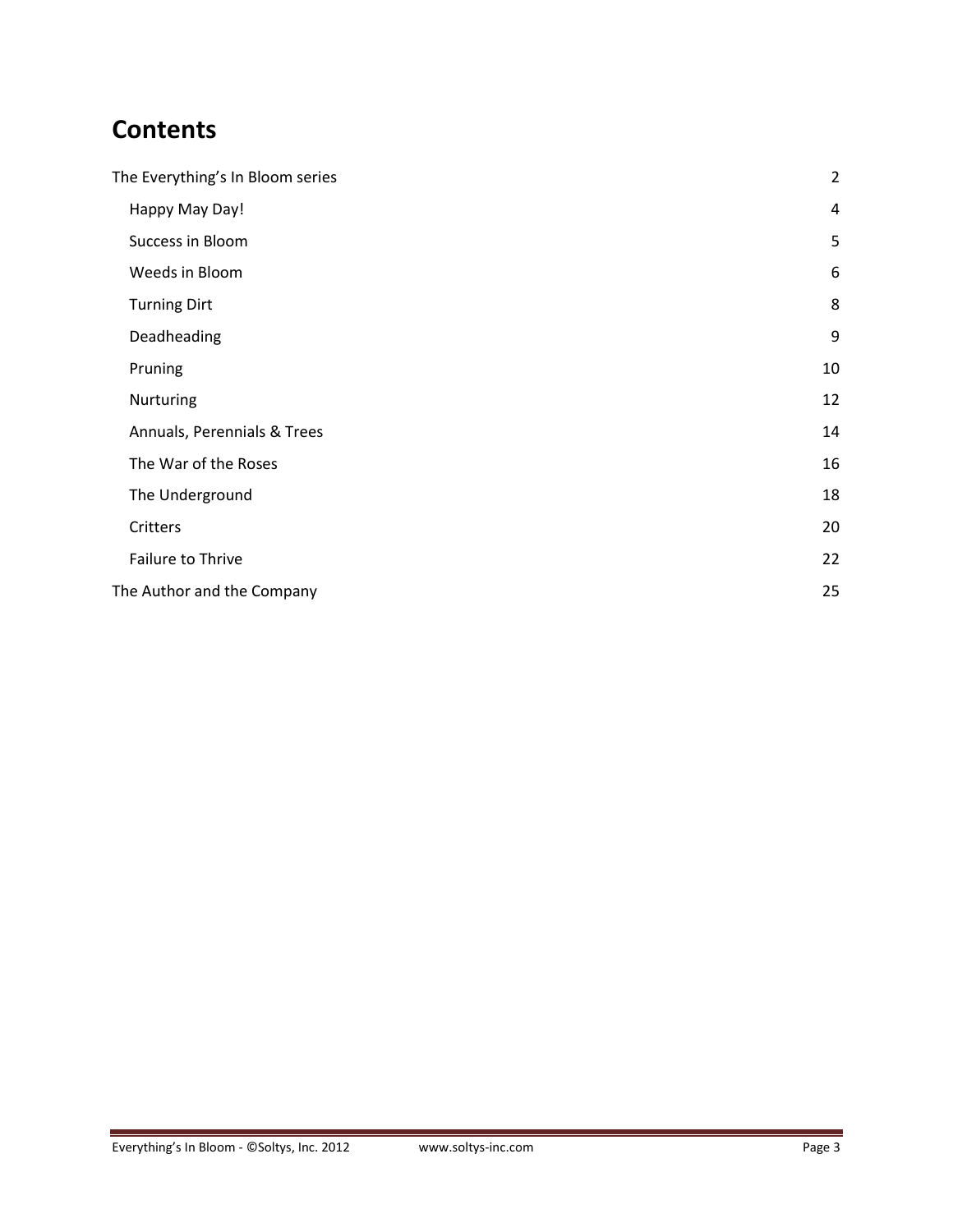# Contents

- The Everything's In Bloom series — 2
  - Happy May Day! — 4
  - Success in Bloom — 5
  - Weeds in Bloom — 6
  - Turning Dirt — 8
  - Deadheading — 9
  - Pruning — 10
  - Nurturing — 12
  - Annuals, Perennials & Trees — 14
  - The War of the Roses — 16
  - The Underground — 18
  - Critters — 20
  - Failure to Thrive — 22
- The Author and the Company — 25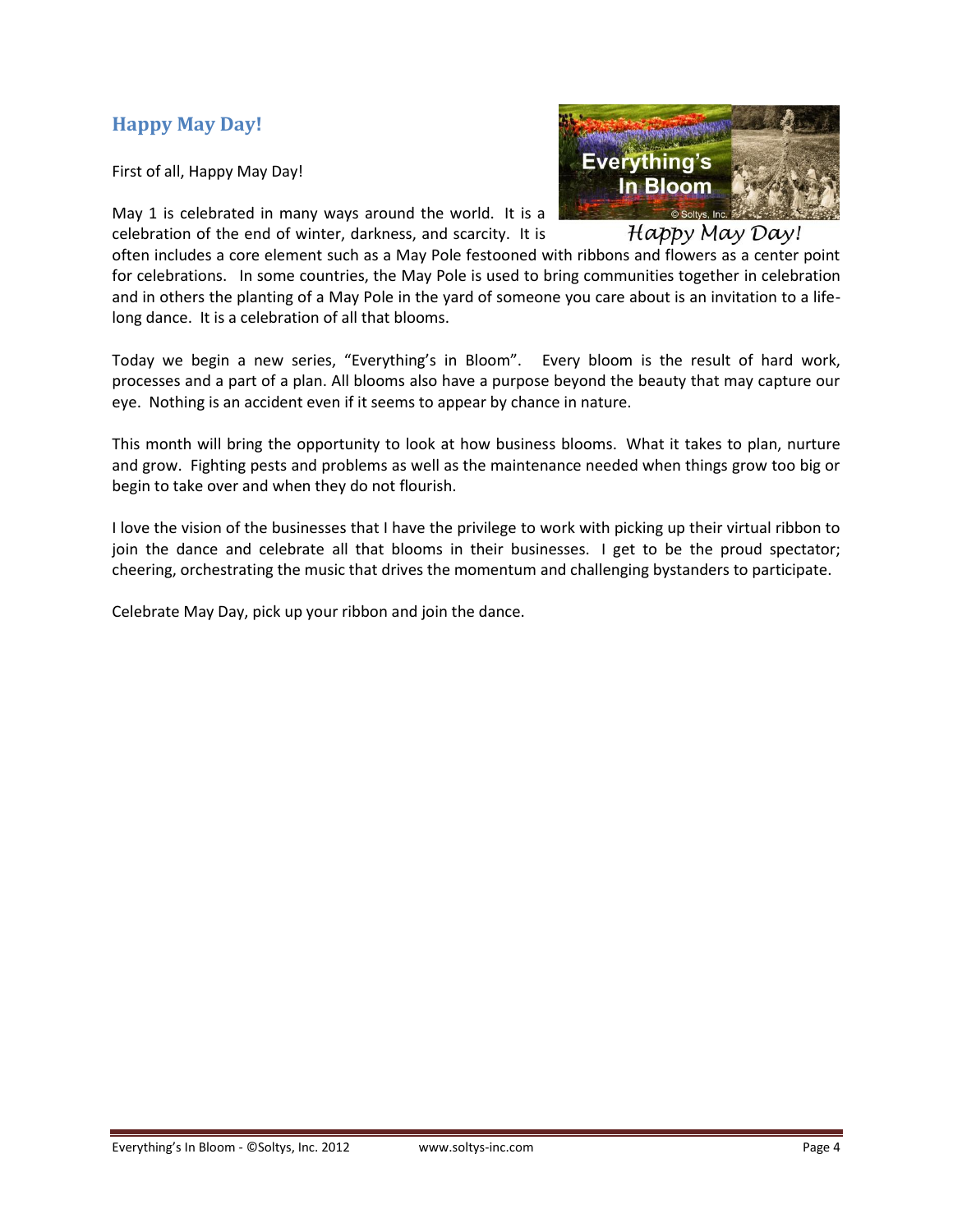## Happy May Day!

First of all, Happy May Day!

May 1 is celebrated in many ways around the world. It is a celebration of the end of winter, darkness, and scarcity. It is often includes a core element such as a May Pole festooned with ribbons and flowers as a center point for celebrations. In some countries, the May Pole is used to bring communities together in celebration and in others the planting of a May Pole in the yard of someone you care about is an invitation to a life-long dance. It is a celebration of all that blooms.

*Happy May Day!*

Today we begin a new series, "Everything's in Bloom". Every bloom is the result of hard work, processes and a part of a plan. All blooms also have a purpose beyond the beauty that may capture our eye. Nothing is an accident even if it seems to appear by chance in nature.

This month will bring the opportunity to look at how business blooms. What it takes to plan, nurture and grow. Fighting pests and problems as well as the maintenance needed when things grow too big or begin to take over and when they do not flourish.

I love the vision of the businesses that I have the privilege to work with picking up their virtual ribbon to join the dance and celebrate all that blooms in their businesses. I get to be the proud spectator; cheering, orchestrating the music that drives the momentum and challenging bystanders to participate.

Celebrate May Day, pick up your ribbon and join the dance.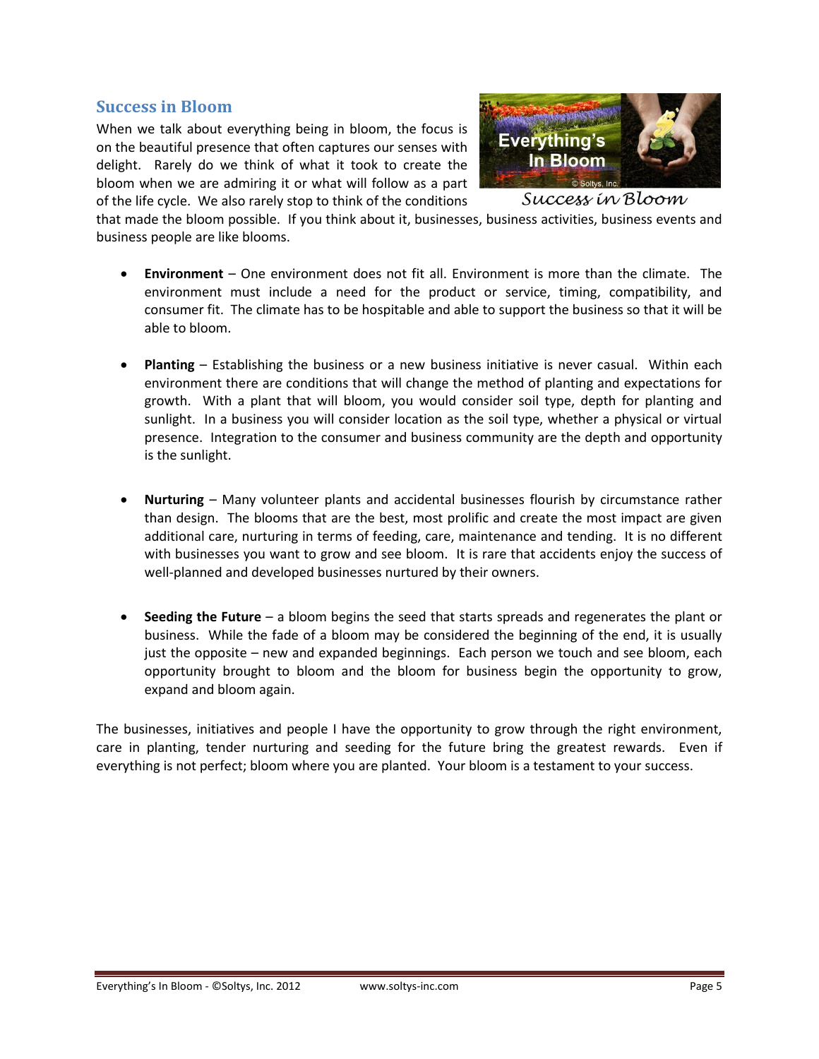## Success in Bloom

When we talk about everything being in bloom, the focus is on the beautiful presence that often captures our senses with delight. Rarely do we think of what it took to create the bloom when we are admiring it or what will follow as a part of the life cycle. We also rarely stop to think of the conditions that made the bloom possible. If you think about it, businesses, business activities, business events and business people are like blooms.

*Success in Bloom*

- **Environment** – One environment does not fit all. Environment is more than the climate. The environment must include a need for the product or service, timing, compatibility, and consumer fit. The climate has to be hospitable and able to support the business so that it will be able to bloom.

- **Planting** – Establishing the business or a new business initiative is never casual. Within each environment there are conditions that will change the method of planting and expectations for growth. With a plant that will bloom, you would consider soil type, depth for planting and sunlight. In a business you will consider location as the soil type, whether a physical or virtual presence. Integration to the consumer and business community are the depth and opportunity is the sunlight.

- **Nurturing** – Many volunteer plants and accidental businesses flourish by circumstance rather than design. The blooms that are the best, most prolific and create the most impact are given additional care, nurturing in terms of feeding, care, maintenance and tending. It is no different with businesses you want to grow and see bloom. It is rare that accidents enjoy the success of well-planned and developed businesses nurtured by their owners.

- **Seeding the Future** – a bloom begins the seed that starts spreads and regenerates the plant or business. While the fade of a bloom may be considered the beginning of the end, it is usually just the opposite – new and expanded beginnings. Each person we touch and see bloom, each opportunity brought to bloom and the bloom for business begin the opportunity to grow, expand and bloom again.

The businesses, initiatives and people I have the opportunity to grow through the right environment, care in planting, tender nurturing and seeding for the future bring the greatest rewards. Even if everything is not perfect; bloom where you are planted. Your bloom is a testament to your success.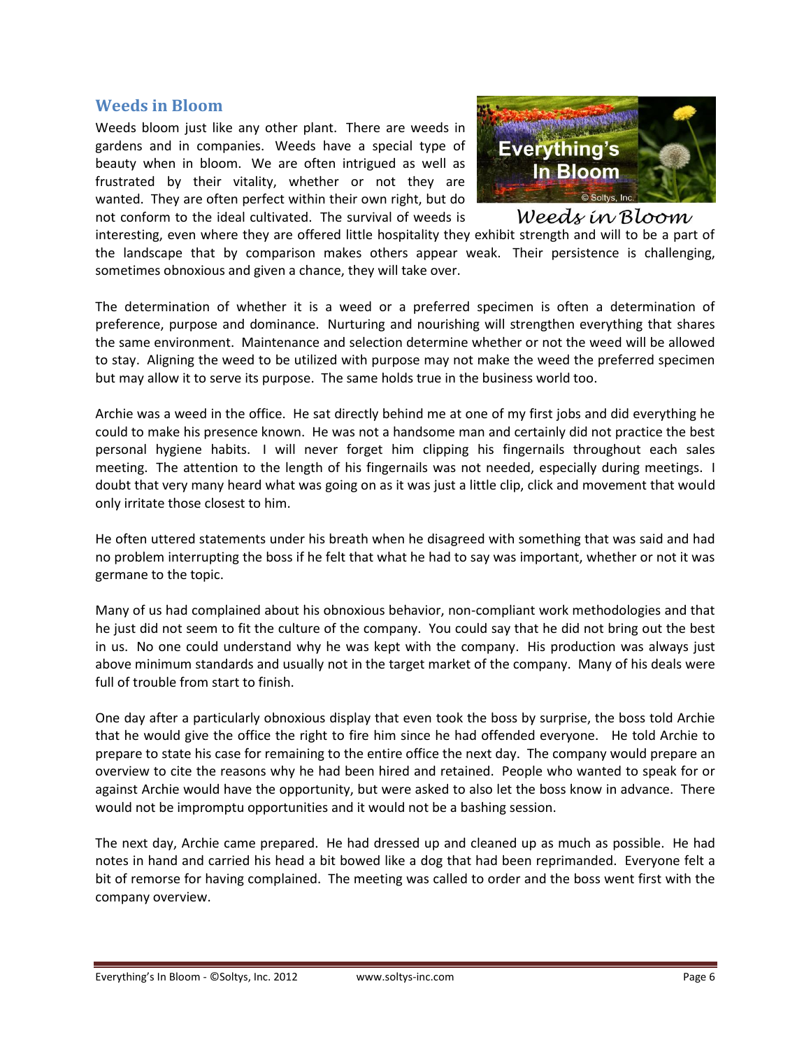## Weeds in Bloom

Weeds bloom just like any other plant. There are weeds in gardens and in companies. Weeds have a special type of beauty when in bloom. We are often intrigued as well as frustrated by their vitality, whether or not they are wanted. They are often perfect within their own right, but do not conform to the ideal cultivated. The survival of weeds is interesting, even where they are offered little hospitality they exhibit strength and will to be a part of the landscape that by comparison makes others appear weak. Their persistence is challenging, sometimes obnoxious and given a chance, they will take over.

*Weeds in Bloom*

The determination of whether it is a weed or a preferred specimen is often a determination of preference, purpose and dominance. Nurturing and nourishing will strengthen everything that shares the same environment. Maintenance and selection determine whether or not the weed will be allowed to stay. Aligning the weed to be utilized with purpose may not make the weed the preferred specimen but may allow it to serve its purpose. The same holds true in the business world too.

Archie was a weed in the office. He sat directly behind me at one of my first jobs and did everything he could to make his presence known. He was not a handsome man and certainly did not practice the best personal hygiene habits. I will never forget him clipping his fingernails throughout each sales meeting. The attention to the length of his fingernails was not needed, especially during meetings. I doubt that very many heard what was going on as it was just a little clip, click and movement that would only irritate those closest to him.

He often uttered statements under his breath when he disagreed with something that was said and had no problem interrupting the boss if he felt that what he had to say was important, whether or not it was germane to the topic.

Many of us had complained about his obnoxious behavior, non-compliant work methodologies and that he just did not seem to fit the culture of the company. You could say that he did not bring out the best in us. No one could understand why he was kept with the company. His production was always just above minimum standards and usually not in the target market of the company. Many of his deals were full of trouble from start to finish.

One day after a particularly obnoxious display that even took the boss by surprise, the boss told Archie that he would give the office the right to fire him since he had offended everyone. He told Archie to prepare to state his case for remaining to the entire office the next day. The company would prepare an overview to cite the reasons why he had been hired and retained. People who wanted to speak for or against Archie would have the opportunity, but were asked to also let the boss know in advance. There would not be impromptu opportunities and it would not be a bashing session.

The next day, Archie came prepared. He had dressed up and cleaned up as much as possible. He had notes in hand and carried his head a bit bowed like a dog that had been reprimanded. Everyone felt a bit of remorse for having complained. The meeting was called to order and the boss went first with the company overview.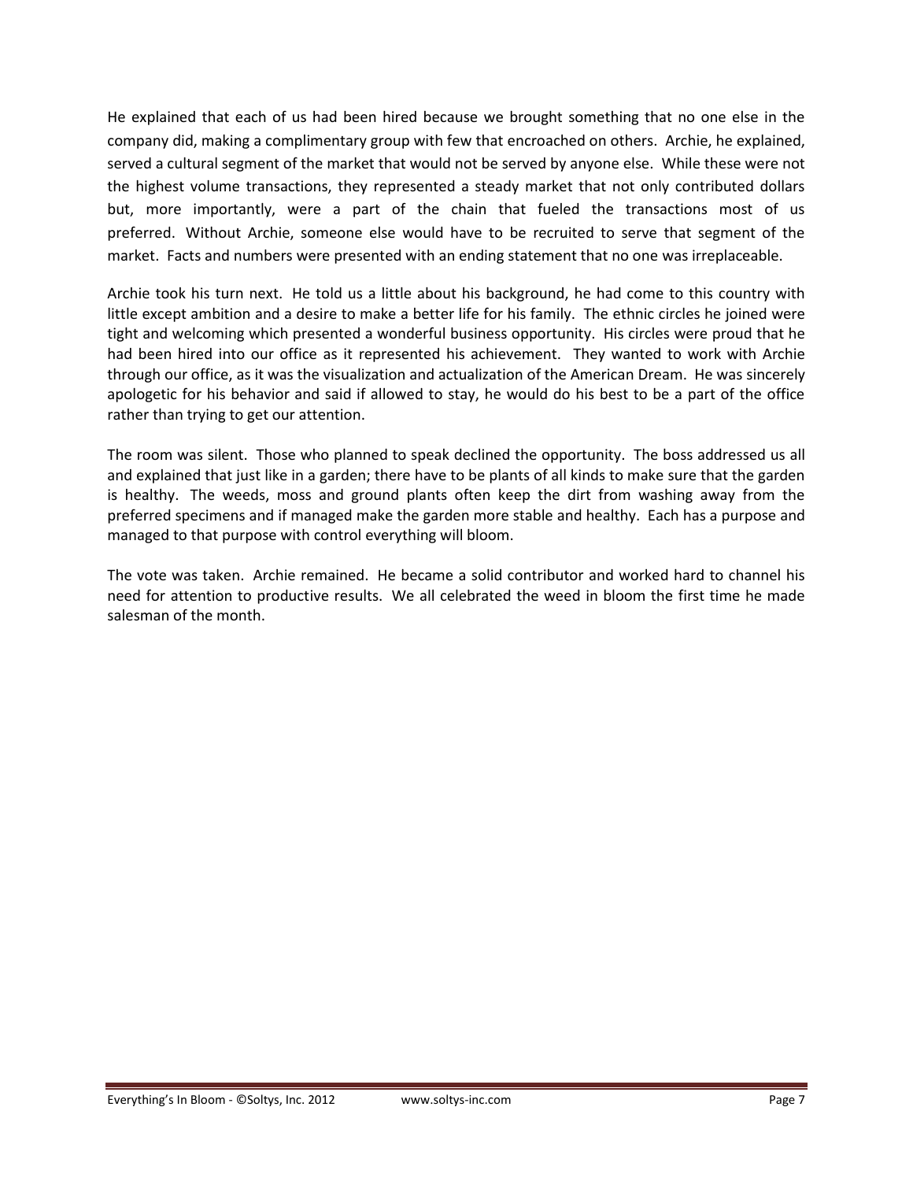He explained that each of us had been hired because we brought something that no one else in the company did, making a complimentary group with few that encroached on others. Archie, he explained, served a cultural segment of the market that would not be served by anyone else. While these were not the highest volume transactions, they represented a steady market that not only contributed dollars but, more importantly, were a part of the chain that fueled the transactions most of us preferred. Without Archie, someone else would have to be recruited to serve that segment of the market. Facts and numbers were presented with an ending statement that no one was irreplaceable.

Archie took his turn next. He told us a little about his background, he had come to this country with little except ambition and a desire to make a better life for his family. The ethnic circles he joined were tight and welcoming which presented a wonderful business opportunity. His circles were proud that he had been hired into our office as it represented his achievement. They wanted to work with Archie through our office, as it was the visualization and actualization of the American Dream. He was sincerely apologetic for his behavior and said if allowed to stay, he would do his best to be a part of the office rather than trying to get our attention.

The room was silent. Those who planned to speak declined the opportunity. The boss addressed us all and explained that just like in a garden; there have to be plants of all kinds to make sure that the garden is healthy. The weeds, moss and ground plants often keep the dirt from washing away from the preferred specimens and if managed make the garden more stable and healthy. Each has a purpose and managed to that purpose with control everything will bloom.

The vote was taken. Archie remained. He became a solid contributor and worked hard to channel his need for attention to productive results. We all celebrated the weed in bloom the first time he made salesman of the month.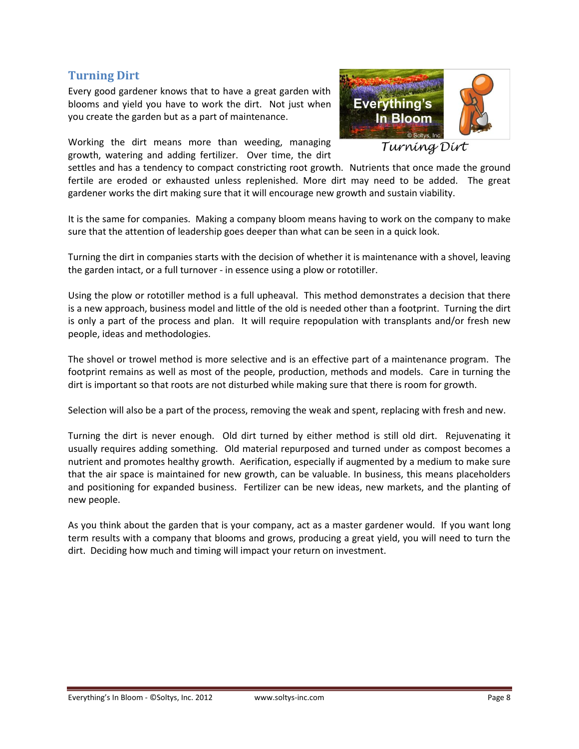## Turning Dirt

Every good gardener knows that to have a great garden with blooms and yield you have to work the dirt. Not just when you create the garden but as a part of maintenance.

Turning Dirt

Working the dirt means more than weeding, managing growth, watering and adding fertilizer. Over time, the dirt settles and has a tendency to compact constricting root growth. Nutrients that once made the ground fertile are eroded or exhausted unless replenished. More dirt may need to be added. The great gardener works the dirt making sure that it will encourage new growth and sustain viability.

It is the same for companies. Making a company bloom means having to work on the company to make sure that the attention of leadership goes deeper than what can be seen in a quick look.

Turning the dirt in companies starts with the decision of whether it is maintenance with a shovel, leaving the garden intact, or a full turnover - in essence using a plow or rototiller.

Using the plow or rototiller method is a full upheaval. This method demonstrates a decision that there is a new approach, business model and little of the old is needed other than a footprint. Turning the dirt is only a part of the process and plan. It will require repopulation with transplants and/or fresh new people, ideas and methodologies.

The shovel or trowel method is more selective and is an effective part of a maintenance program. The footprint remains as well as most of the people, production, methods and models. Care in turning the dirt is important so that roots are not disturbed while making sure that there is room for growth.

Selection will also be a part of the process, removing the weak and spent, replacing with fresh and new.

Turning the dirt is never enough. Old dirt turned by either method is still old dirt. Rejuvenating it usually requires adding something. Old material repurposed and turned under as compost becomes a nutrient and promotes healthy growth. Aerification, especially if augmented by a medium to make sure that the air space is maintained for new growth, can be valuable. In business, this means placeholders and positioning for expanded business. Fertilizer can be new ideas, new markets, and the planting of new people.

As you think about the garden that is your company, act as a master gardener would. If you want long term results with a company that blooms and grows, producing a great yield, you will need to turn the dirt. Deciding how much and timing will impact your return on investment.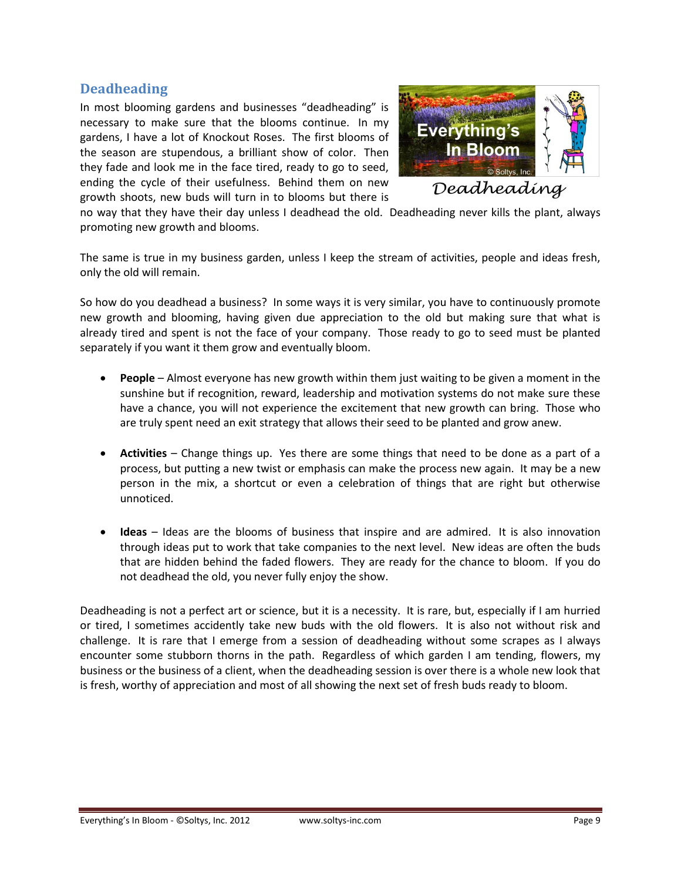## Deadheading

In most blooming gardens and businesses "deadheading" is necessary to make sure that the blooms continue. In my gardens, I have a lot of Knockout Roses. The first blooms of the season are stupendous, a brilliant show of color. Then they fade and look me in the face tired, ready to go to seed, ending the cycle of their usefulness. Behind them on new growth shoots, new buds will turn in to blooms but there is no way that they have their day unless I deadhead the old. Deadheading never kills the plant, always promoting new growth and blooms.

The same is true in my business garden, unless I keep the stream of activities, people and ideas fresh, only the old will remain.

So how do you deadhead a business? In some ways it is very similar, you have to continuously promote new growth and blooming, having given due appreciation to the old but making sure that what is already tired and spent is not the face of your company. Those ready to go to seed must be planted separately if you want it them grow and eventually bloom.

- **People** – Almost everyone has new growth within them just waiting to be given a moment in the sunshine but if recognition, reward, leadership and motivation systems do not make sure these have a chance, you will not experience the excitement that new growth can bring. Those who are truly spent need an exit strategy that allows their seed to be planted and grow anew.

- **Activities** – Change things up. Yes there are some things that need to be done as a part of a process, but putting a new twist or emphasis can make the process new again. It may be a new person in the mix, a shortcut or even a celebration of things that are right but otherwise unnoticed.

- **Ideas** – Ideas are the blooms of business that inspire and are admired. It is also innovation through ideas put to work that take companies to the next level. New ideas are often the buds that are hidden behind the faded flowers. They are ready for the chance to bloom. If you do not deadhead the old, you never fully enjoy the show.

Deadheading is not a perfect art or science, but it is a necessity. It is rare, but, especially if I am hurried or tired, I sometimes accidently take new buds with the old flowers. It is also not without risk and challenge. It is rare that I emerge from a session of deadheading without some scrapes as I always encounter some stubborn thorns in the path. Regardless of which garden I am tending, flowers, my business or the business of a client, when the deadheading session is over there is a whole new look that is fresh, worthy of appreciation and most of all showing the next set of fresh buds ready to bloom.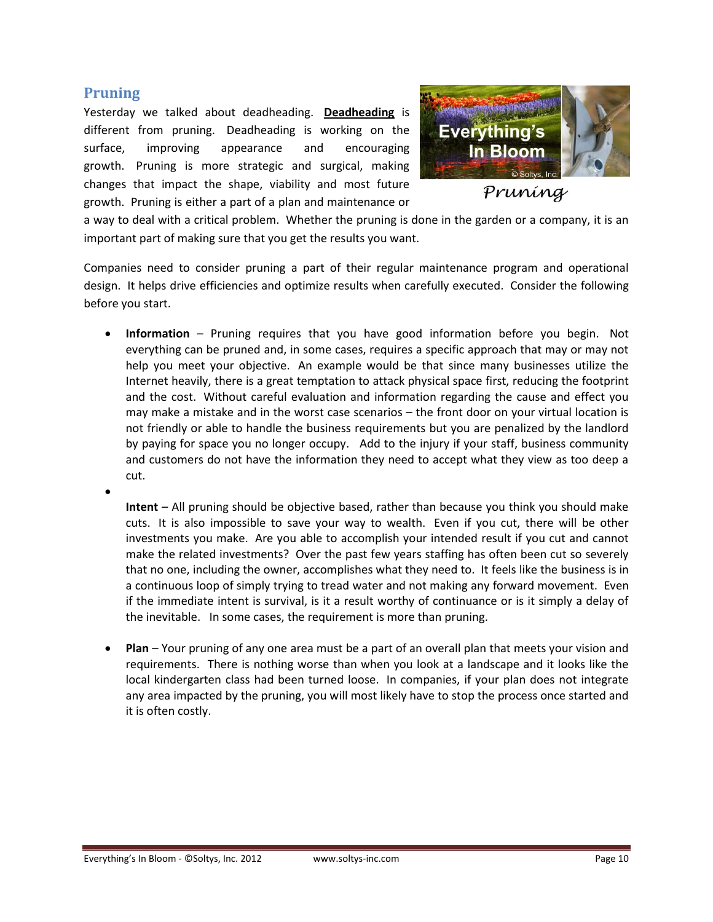## Pruning

Yesterday we talked about deadheading. **Deadheading** is different from pruning. Deadheading is working on the surface, improving appearance and encouraging growth. Pruning is more strategic and surgical, making changes that impact the shape, viability and most future growth. Pruning is either a part of a plan and maintenance or a way to deal with a critical problem. Whether the pruning is done in the garden or a company, it is an important part of making sure that you get the results you want.

*Pruning*

Companies need to consider pruning a part of their regular maintenance program and operational design. It helps drive efficiencies and optimize results when carefully executed. Consider the following before you start.

- **Information** – Pruning requires that you have good information before you begin. Not everything can be pruned and, in some cases, requires a specific approach that may or may not help you meet your objective. An example would be that since many businesses utilize the Internet heavily, there is a great temptation to attack physical space first, reducing the footprint and the cost. Without careful evaluation and information regarding the cause and effect you may make a mistake and in the worst case scenarios – the front door on your virtual location is not friendly or able to handle the business requirements but you are penalized by the landlord by paying for space you no longer occupy. Add to the injury if your staff, business community and customers do not have the information they need to accept what they view as too deep a cut.

- **Intent** – All pruning should be objective based, rather than because you think you should make cuts. It is also impossible to save your way to wealth. Even if you cut, there will be other investments you make. Are you able to accomplish your intended result if you cut and cannot make the related investments? Over the past few years staffing has often been cut so severely that no one, including the owner, accomplishes what they need to. It feels like the business is in a continuous loop of simply trying to tread water and not making any forward movement. Even if the immediate intent is survival, is it a result worthy of continuance or is it simply a delay of the inevitable. In some cases, the requirement is more than pruning.

- **Plan** – Your pruning of any one area must be a part of an overall plan that meets your vision and requirements. There is nothing worse than when you look at a landscape and it looks like the local kindergarten class had been turned loose. In companies, if your plan does not integrate any area impacted by the pruning, you will most likely have to stop the process once started and it is often costly.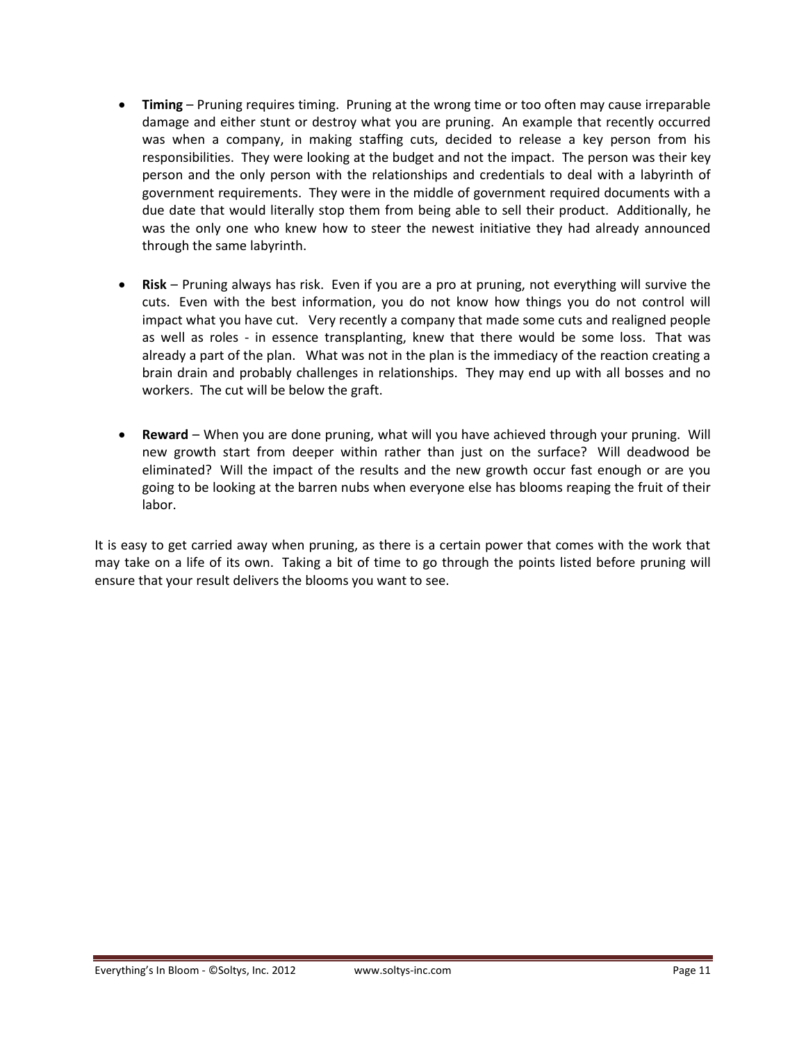- **Timing** – Pruning requires timing. Pruning at the wrong time or too often may cause irreparable damage and either stunt or destroy what you are pruning. An example that recently occurred was when a company, in making staffing cuts, decided to release a key person from his responsibilities. They were looking at the budget and not the impact. The person was their key person and the only person with the relationships and credentials to deal with a labyrinth of government requirements. They were in the middle of government required documents with a due date that would literally stop them from being able to sell their product. Additionally, he was the only one who knew how to steer the newest initiative they had already announced through the same labyrinth.

- **Risk** – Pruning always has risk. Even if you are a pro at pruning, not everything will survive the cuts. Even with the best information, you do not know how things you do not control will impact what you have cut. Very recently a company that made some cuts and realigned people as well as roles - in essence transplanting, knew that there would be some loss. That was already a part of the plan. What was not in the plan is the immediacy of the reaction creating a brain drain and probably challenges in relationships. They may end up with all bosses and no workers. The cut will be below the graft.

- **Reward** – When you are done pruning, what will you have achieved through your pruning. Will new growth start from deeper within rather than just on the surface? Will deadwood be eliminated? Will the impact of the results and the new growth occur fast enough or are you going to be looking at the barren nubs when everyone else has blooms reaping the fruit of their labor.

It is easy to get carried away when pruning, as there is a certain power that comes with the work that may take on a life of its own. Taking a bit of time to go through the points listed before pruning will ensure that your result delivers the blooms you want to see.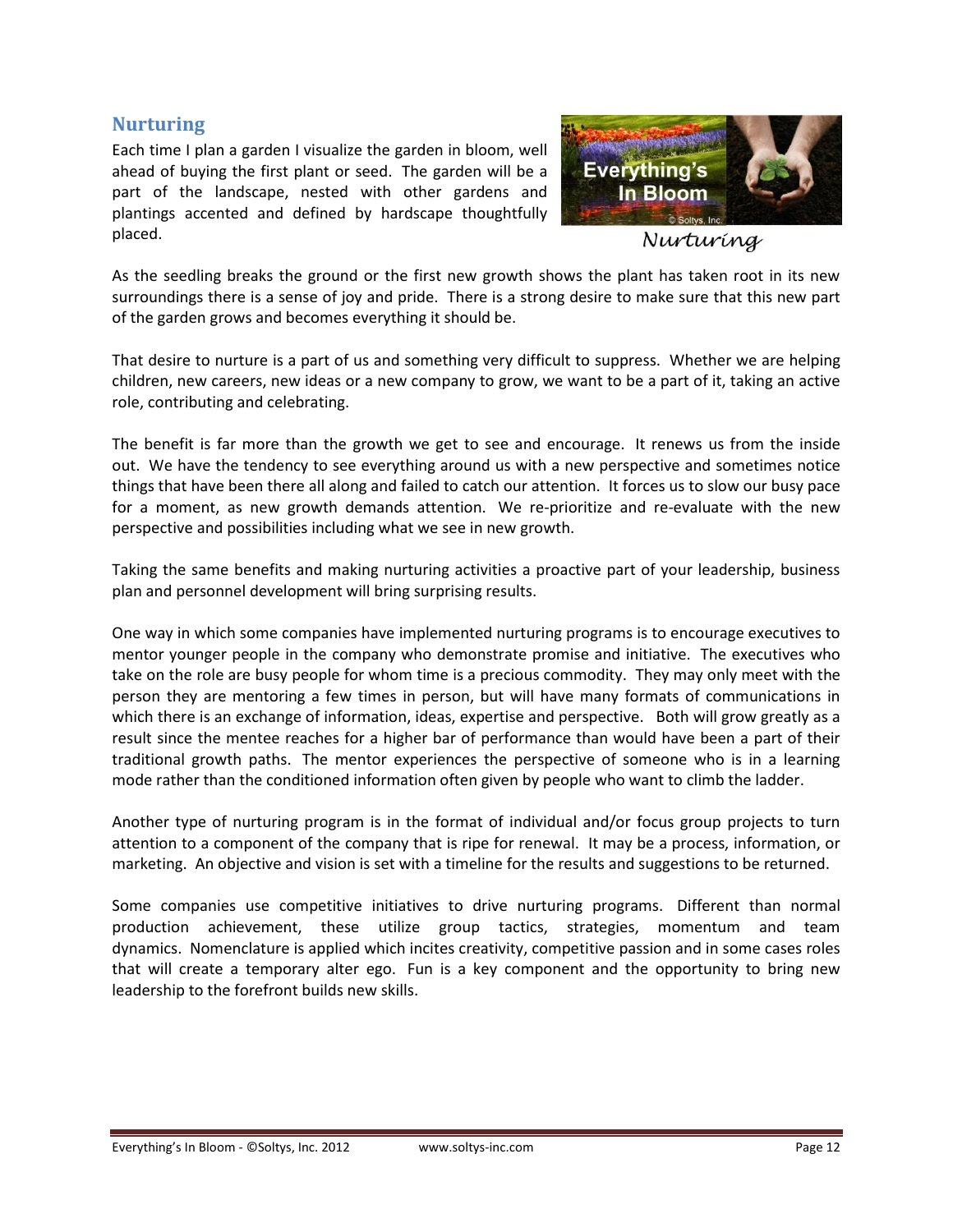## Nurturing

Each time I plan a garden I visualize the garden in bloom, well ahead of buying the first plant or seed. The garden will be a part of the landscape, nested with other gardens and plantings accented and defined by hardscape thoughtfully placed.

Nurturing

As the seedling breaks the ground or the first new growth shows the plant has taken root in its new surroundings there is a sense of joy and pride. There is a strong desire to make sure that this new part of the garden grows and becomes everything it should be.

That desire to nurture is a part of us and something very difficult to suppress. Whether we are helping children, new careers, new ideas or a new company to grow, we want to be a part of it, taking an active role, contributing and celebrating.

The benefit is far more than the growth we get to see and encourage. It renews us from the inside out. We have the tendency to see everything around us with a new perspective and sometimes notice things that have been there all along and failed to catch our attention. It forces us to slow our busy pace for a moment, as new growth demands attention. We re-prioritize and re-evaluate with the new perspective and possibilities including what we see in new growth.

Taking the same benefits and making nurturing activities a proactive part of your leadership, business plan and personnel development will bring surprising results.

One way in which some companies have implemented nurturing programs is to encourage executives to mentor younger people in the company who demonstrate promise and initiative. The executives who take on the role are busy people for whom time is a precious commodity. They may only meet with the person they are mentoring a few times in person, but will have many formats of communications in which there is an exchange of information, ideas, expertise and perspective. Both will grow greatly as a result since the mentee reaches for a higher bar of performance than would have been a part of their traditional growth paths. The mentor experiences the perspective of someone who is in a learning mode rather than the conditioned information often given by people who want to climb the ladder.

Another type of nurturing program is in the format of individual and/or focus group projects to turn attention to a component of the company that is ripe for renewal. It may be a process, information, or marketing. An objective and vision is set with a timeline for the results and suggestions to be returned.

Some companies use competitive initiatives to drive nurturing programs. Different than normal production achievement, these utilize group tactics, strategies, momentum and team dynamics. Nomenclature is applied which incites creativity, competitive passion and in some cases roles that will create a temporary alter ego. Fun is a key component and the opportunity to bring new leadership to the forefront builds new skills.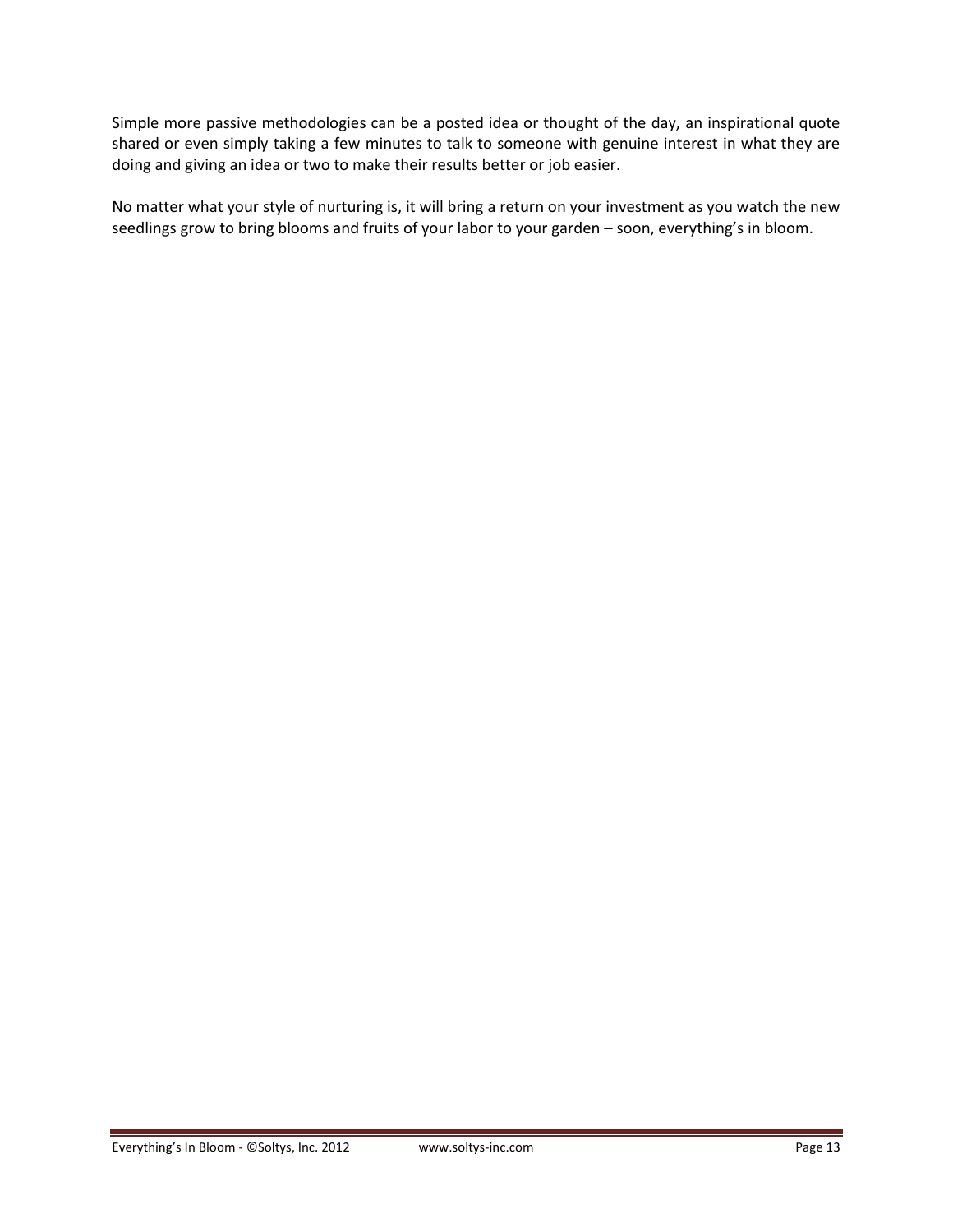Simple more passive methodologies can be a posted idea or thought of the day, an inspirational quote shared or even simply taking a few minutes to talk to someone with genuine interest in what they are doing and giving an idea or two to make their results better or job easier.

No matter what your style of nurturing is, it will bring a return on your investment as you watch the new seedlings grow to bring blooms and fruits of your labor to your garden – soon, everything's in bloom.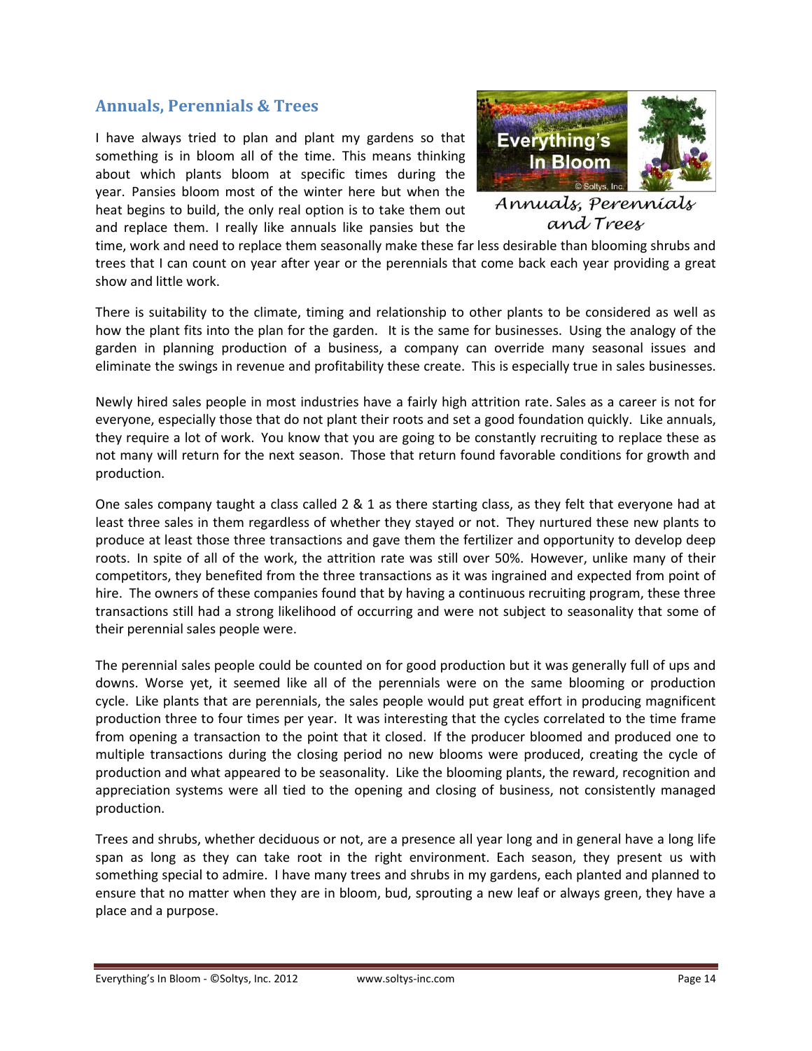## Annals, Perennials & Trees

I have always tried to plan and plant my gardens so that something is in bloom all of the time. This means thinking about which plants bloom at specific times during the year. Pansies bloom most of the winter here but when the heat begins to build, the only real option is to take them out and replace them. I really like annuals like pansies but the time, work and need to replace them seasonally make these far less desirable than blooming shrubs and trees that I can count on year after year or the perennials that come back each year providing a great show and little work.

*Annuals, Perennials and Trees*

There is suitability to the climate, timing and relationship to other plants to be considered as well as how the plant fits into the plan for the garden. It is the same for businesses. Using the analogy of the garden in planning production of a business, a company can override many seasonal issues and eliminate the swings in revenue and profitability these create. This is especially true in sales businesses.

Newly hired sales people in most industries have a fairly high attrition rate. Sales as a career is not for everyone, especially those that do not plant their roots and set a good foundation quickly. Like annuals, they require a lot of work. You know that you are going to be constantly recruiting to replace these as not many will return for the next season. Those that return found favorable conditions for growth and production.

One sales company taught a class called 2 & 1 as there starting class, as they felt that everyone had at least three sales in them regardless of whether they stayed or not. They nurtured these new plants to produce at least those three transactions and gave them the fertilizer and opportunity to develop deep roots. In spite of all of the work, the attrition rate was still over 50%. However, unlike many of their competitors, they benefited from the three transactions as it was ingrained and expected from point of hire. The owners of these companies found that by having a continuous recruiting program, these three transactions still had a strong likelihood of occurring and were not subject to seasonality that some of their perennial sales people were.

The perennial sales people could be counted on for good production but it was generally full of ups and downs. Worse yet, it seemed like all of the perennials were on the same blooming or production cycle. Like plants that are perennials, the sales people would put great effort in producing magnificent production three to four times per year. It was interesting that the cycles correlated to the time frame from opening a transaction to the point that it closed. If the producer bloomed and produced one to multiple transactions during the closing period no new blooms were produced, creating the cycle of production and what appeared to be seasonality. Like the blooming plants, the reward, recognition and appreciation systems were all tied to the opening and closing of business, not consistently managed production.

Trees and shrubs, whether deciduous or not, are a presence all year long and in general have a long life span as long as they can take root in the right environment. Each season, they present us with something special to admire. I have many trees and shrubs in my gardens, each planted and planned to ensure that no matter when they are in bloom, bud, sprouting a new leaf or always green, they have a place and a purpose.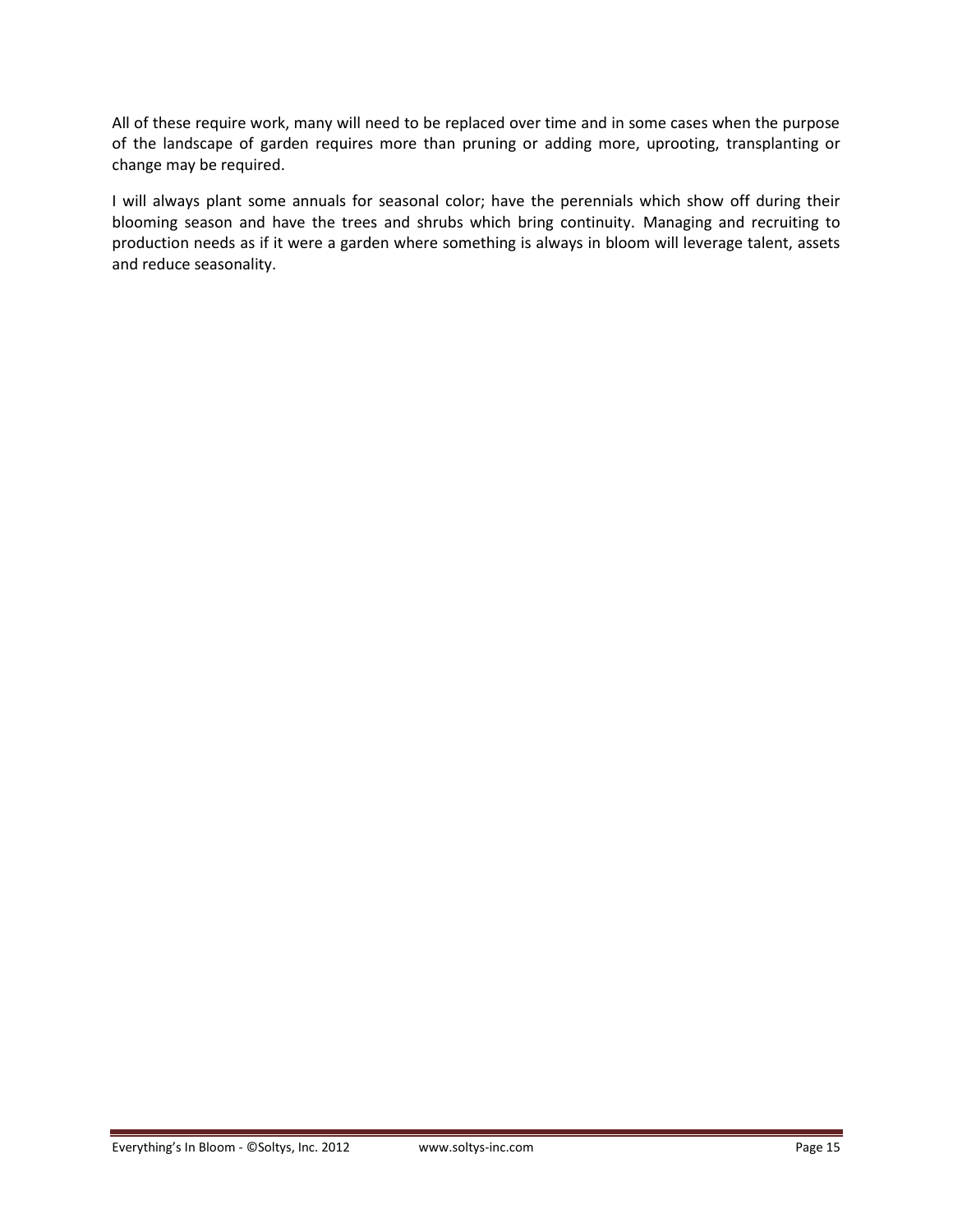All of these require work, many will need to be replaced over time and in some cases when the purpose of the landscape of garden requires more than pruning or adding more, uprooting, transplanting or change may be required.

I will always plant some annuals for seasonal color; have the perennials which show off during their blooming season and have the trees and shrubs which bring continuity. Managing and recruiting to production needs as if it were a garden where something is always in bloom will leverage talent, assets and reduce seasonality.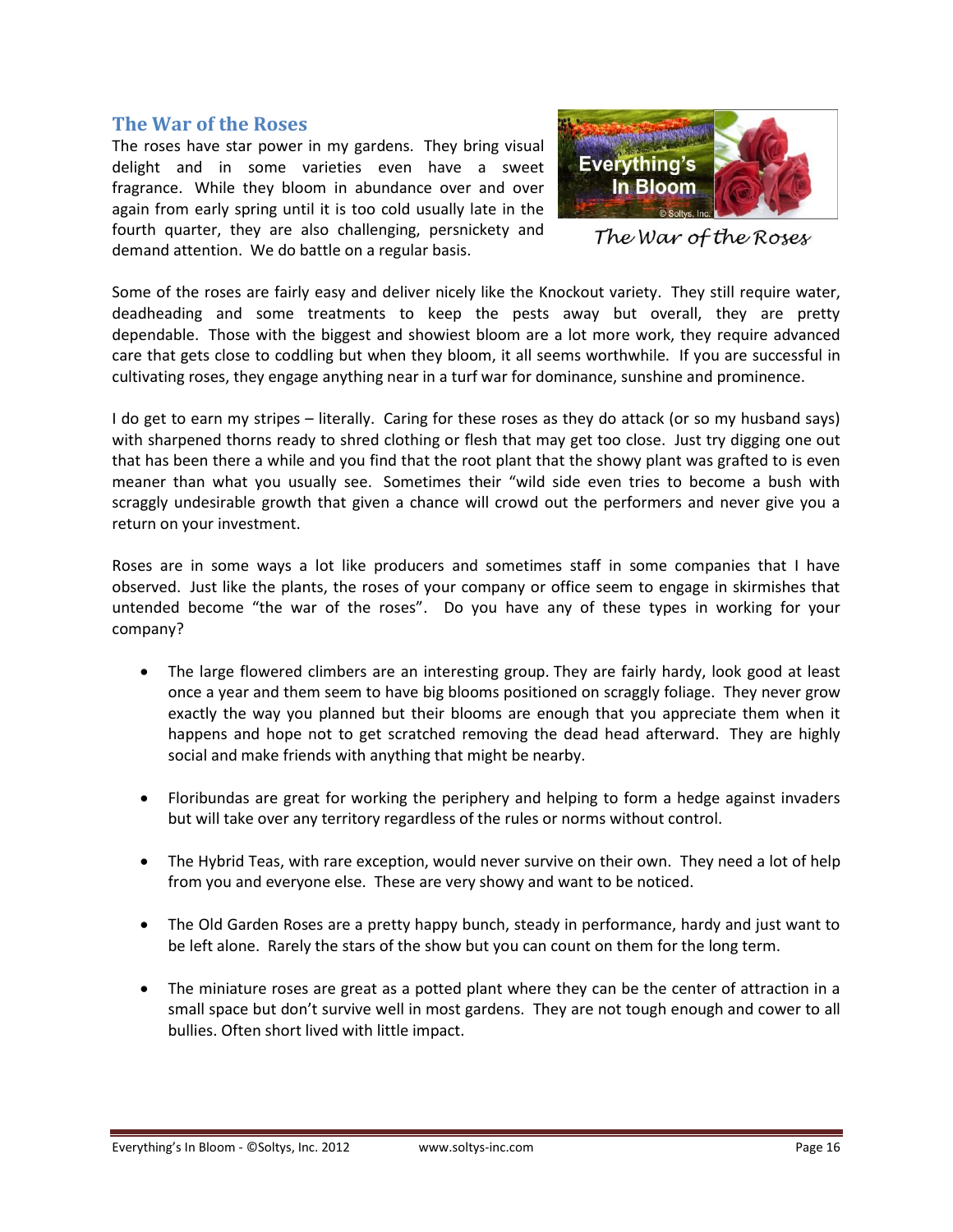## The War of the Roses

The roses have star power in my gardens. They bring visual delight and in some varieties even have a sweet fragrance. While they bloom in abundance over and over again from early spring until it is too cold usually late in the fourth quarter, they are also challenging, persnickety and demand attention. We do battle on a regular basis.

*The War of the Roses*

Some of the roses are fairly easy and deliver nicely like the Knockout variety. They still require water, deadheading and some treatments to keep the pests away but overall, they are pretty dependable. Those with the biggest and showiest bloom are a lot more work, they require advanced care that gets close to coddling but when they bloom, it all seems worthwhile. If you are successful in cultivating roses, they engage anything near in a turf war for dominance, sunshine and prominence.

I do get to earn my stripes – literally. Caring for these roses as they do attack (or so my husband says) with sharpened thorns ready to shred clothing or flesh that may get too close. Just try digging one out that has been there a while and you find that the root plant that the showy plant was grafted to is even meaner than what you usually see. Sometimes their "wild side even tries to become a bush with scraggly undesirable growth that given a chance will crowd out the performers and never give you a return on your investment.

Roses are in some ways a lot like producers and sometimes staff in some companies that I have observed. Just like the plants, the roses of your company or office seem to engage in skirmishes that untended become "the war of the roses". Do you have any of these types in working for your company?

- The large flowered climbers are an interesting group. They are fairly hardy, look good at least once a year and them seem to have big blooms positioned on scraggly foliage. They never grow exactly the way you planned but their blooms are enough that you appreciate them when it happens and hope not to get scratched removing the dead head afterward. They are highly social and make friends with anything that might be nearby.

- Floribundas are great for working the periphery and helping to form a hedge against invaders but will take over any territory regardless of the rules or norms without control.

- The Hybrid Teas, with rare exception, would never survive on their own. They need a lot of help from you and everyone else. These are very showy and want to be noticed.

- The Old Garden Roses are a pretty happy bunch, steady in performance, hardy and just want to be left alone. Rarely the stars of the show but you can count on them for the long term.

- The miniature roses are great as a potted plant where they can be the center of attraction in a small space but don't survive well in most gardens. They are not tough enough and cower to all bullies. Often short lived with little impact.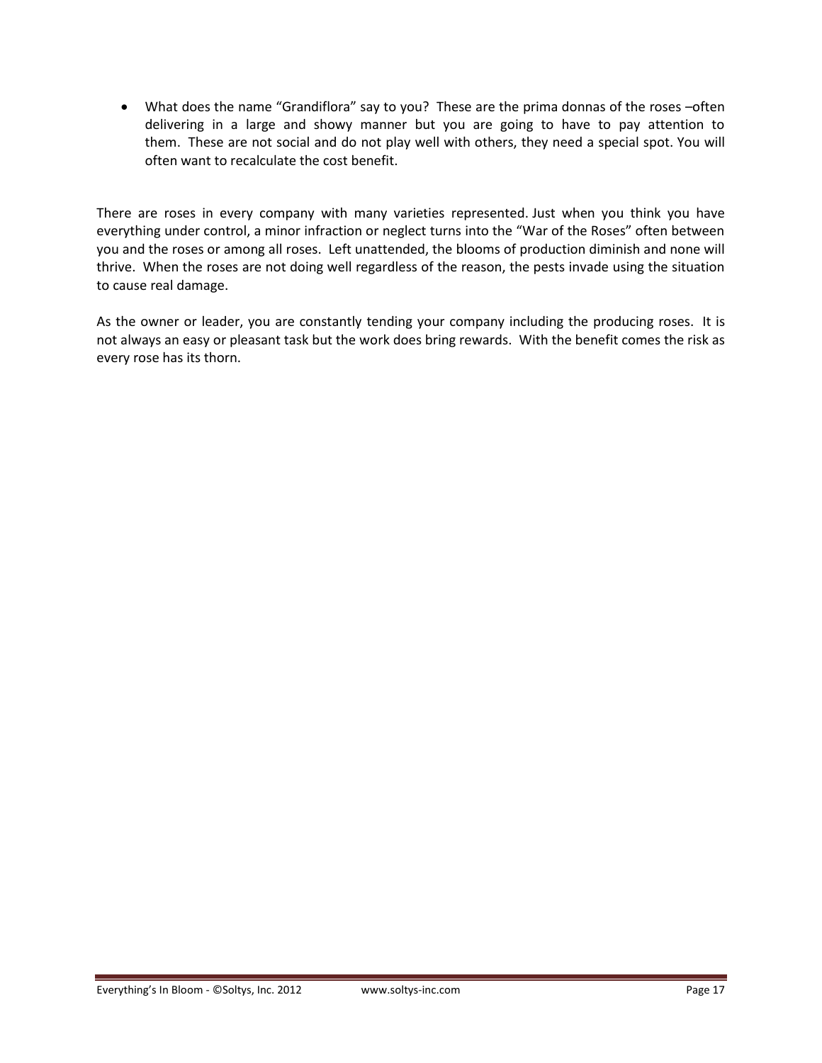- What does the name "Grandiflora" say to you? These are the prima donnas of the roses –often delivering in a large and showy manner but you are going to have to pay attention to them. These are not social and do not play well with others, they need a special spot. You will often want to recalculate the cost benefit.

There are roses in every company with many varieties represented. Just when you think you have everything under control, a minor infraction or neglect turns into the "War of the Roses" often between you and the roses or among all roses. Left unattended, the blooms of production diminish and none will thrive. When the roses are not doing well regardless of the reason, the pests invade using the situation to cause real damage.

As the owner or leader, you are constantly tending your company including the producing roses. It is not always an easy or pleasant task but the work does bring rewards. With the benefit comes the risk as every rose has its thorn.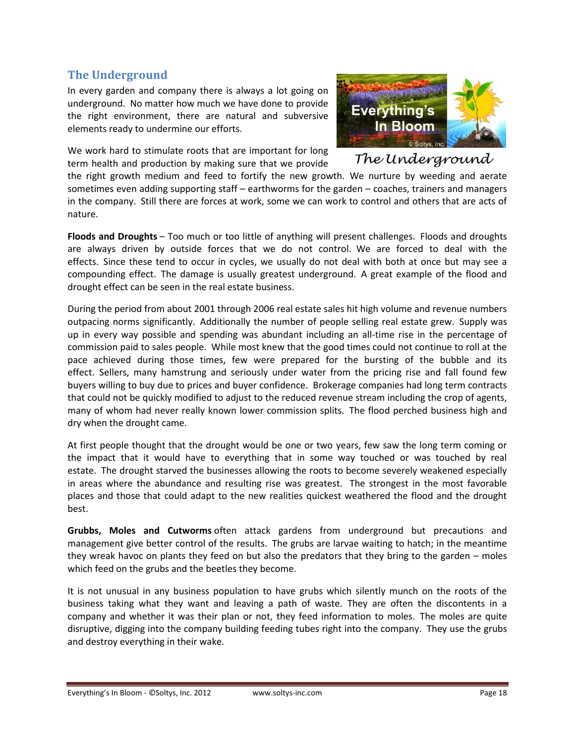## The Underground

In every garden and company there is always a lot going on underground. No matter how much we have done to provide the right environment, there are natural and subversive elements ready to undermine our efforts.

We work hard to stimulate roots that are important for long term health and production by making sure that we provide the right growth medium and feed to fortify the new growth. We nurture by weeding and aerate sometimes even adding supporting staff – earthworms for the garden – coaches, trainers and managers in the company. Still there are forces at work, some we can work to control and others that are acts of nature.

**Floods and Droughts** – Too much or too little of anything will present challenges. Floods and droughts are always driven by outside forces that we do not control. We are forced to deal with the effects. Since these tend to occur in cycles, we usually do not deal with both at once but may see a compounding effect. The damage is usually greatest underground. A great example of the flood and drought effect can be seen in the real estate business.

During the period from about 2001 through 2006 real estate sales hit high volume and revenue numbers outpacing norms significantly. Additionally the number of people selling real estate grew. Supply was up in every way possible and spending was abundant including an all-time rise in the percentage of commission paid to sales people. While most knew that the good times could not continue to roll at the pace achieved during those times, few were prepared for the bursting of the bubble and its effect. Sellers, many hamstrung and seriously under water from the pricing rise and fall found few buyers willing to buy due to prices and buyer confidence. Brokerage companies had long term contracts that could not be quickly modified to adjust to the reduced revenue stream including the crop of agents, many of whom had never really known lower commission splits. The flood perched business high and dry when the drought came.

At first people thought that the drought would be one or two years, few saw the long term coming or the impact that it would have to everything that in some way touched or was touched by real estate. The drought starved the businesses allowing the roots to become severely weakened especially in areas where the abundance and resulting rise was greatest. The strongest in the most favorable places and those that could adapt to the new realities quickest weathered the flood and the drought best.

**Grubbs, Moles and Cutworms** often attack gardens from underground but precautions and management give better control of the results. The grubs are larvae waiting to hatch; in the meantime they wreak havoc on plants they feed on but also the predators that they bring to the garden – moles which feed on the grubs and the beetles they become.

It is not unusual in any business population to have grubs which silently munch on the roots of the business taking what they want and leaving a path of waste. They are often the discontents in a company and whether it was their plan or not, they feed information to moles. The moles are quite disruptive, digging into the company building feeding tubes right into the company. They use the grubs and destroy everything in their wake.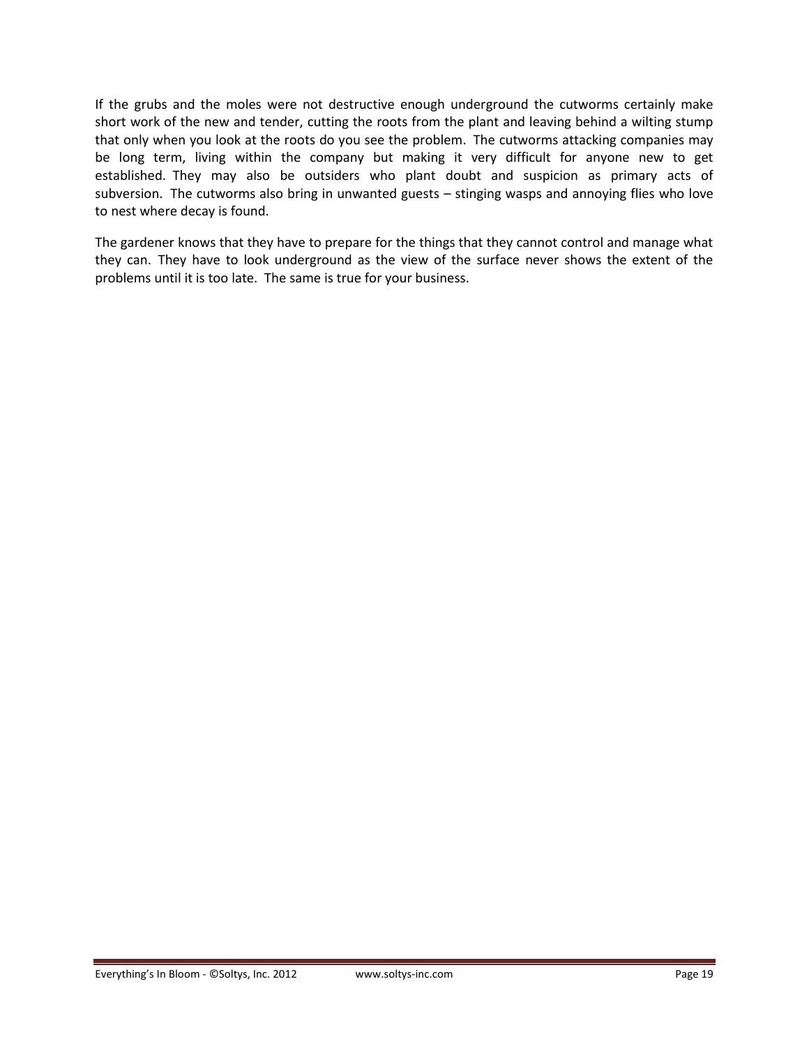If the grubs and the moles were not destructive enough underground the cutworms certainly make short work of the new and tender, cutting the roots from the plant and leaving behind a wilting stump that only when you look at the roots do you see the problem. The cutworms attacking companies may be long term, living within the company but making it very difficult for anyone new to get established. They may also be outsiders who plant doubt and suspicion as primary acts of subversion. The cutworms also bring in unwanted guests – stinging wasps and annoying flies who love to nest where decay is found.

The gardener knows that they have to prepare for the things that they cannot control and manage what they can. They have to look underground as the view of the surface never shows the extent of the problems until it is too late. The same is true for your business.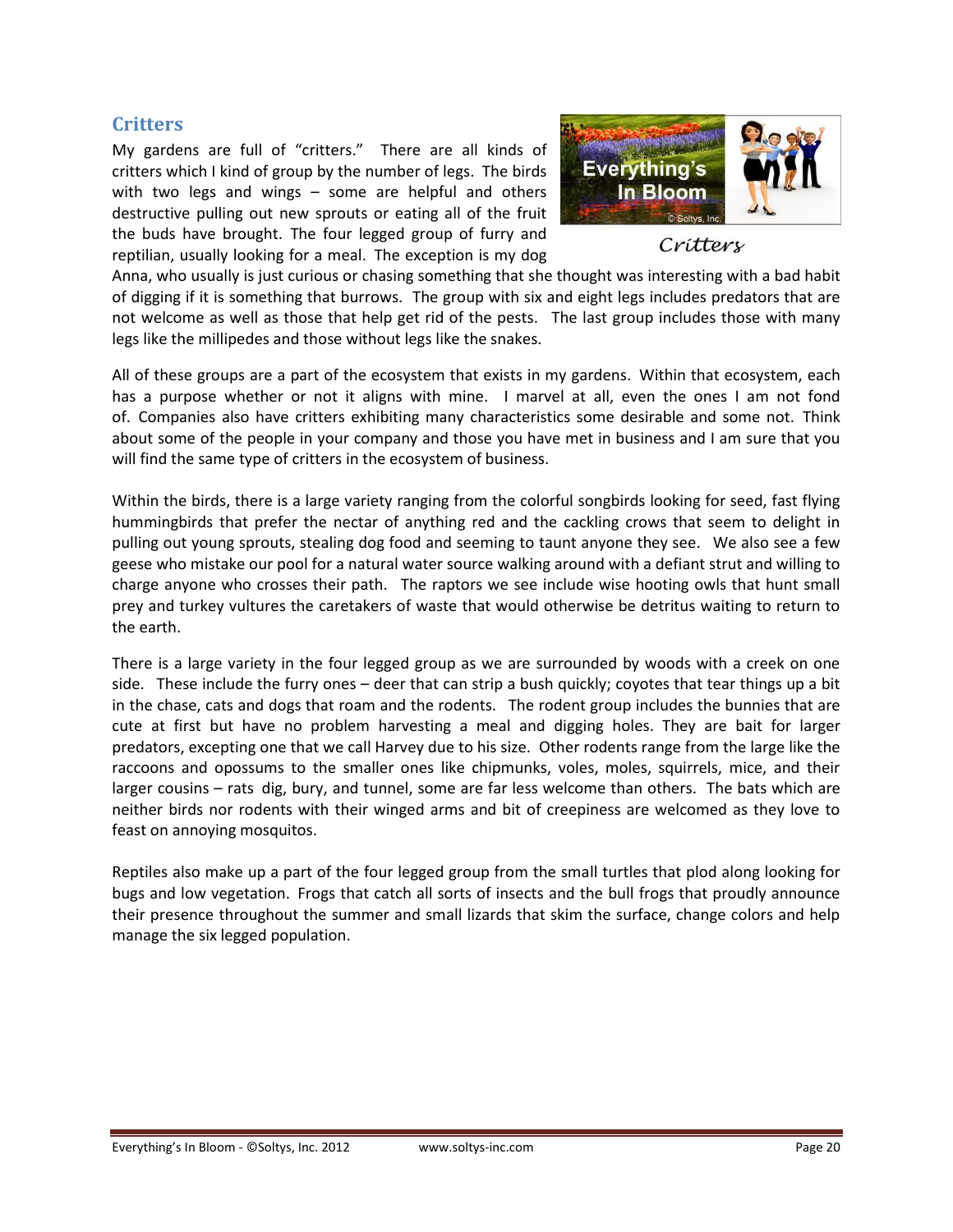## Critters

My gardens are full of "critters." There are all kinds of critters which I kind of group by the number of legs. The birds with two legs and wings – some are helpful and others destructive pulling out new sprouts or eating all of the fruit the buds have brought. The four legged group of furry and reptilian, usually looking for a meal. The exception is my dog Anna, who usually is just curious or chasing something that she thought was interesting with a bad habit of digging if it is something that burrows. The group with six and eight legs includes predators that are not welcome as well as those that help get rid of the pests. The last group includes those with many legs like the millipedes and those without legs like the snakes.

*Critters*

All of these groups are a part of the ecosystem that exists in my gardens. Within that ecosystem, each has a purpose whether or not it aligns with mine. I marvel at all, even the ones I am not fond of. Companies also have critters exhibiting many characteristics some desirable and some not. Think about some of the people in your company and those you have met in business and I am sure that you will find the same type of critters in the ecosystem of business.

Within the birds, there is a large variety ranging from the colorful songbirds looking for seed, fast flying hummingbirds that prefer the nectar of anything red and the cackling crows that seem to delight in pulling out young sprouts, stealing dog food and seeming to taunt anyone they see. We also see a few geese who mistake our pool for a natural water source walking around with a defiant strut and willing to charge anyone who crosses their path. The raptors we see include wise hooting owls that hunt small prey and turkey vultures the caretakers of waste that would otherwise be detritus waiting to return to the earth.

There is a large variety in the four legged group as we are surrounded by woods with a creek on one side. These include the furry ones – deer that can strip a bush quickly; coyotes that tear things up a bit in the chase, cats and dogs that roam and the rodents. The rodent group includes the bunnies that are cute at first but have no problem harvesting a meal and digging holes. They are bait for larger predators, excepting one that we call Harvey due to his size. Other rodents range from the large like the raccoons and opossums to the smaller ones like chipmunks, voles, moles, squirrels, mice, and their larger cousins – rats dig, bury, and tunnel, some are far less welcome than others. The bats which are neither birds nor rodents with their winged arms and bit of creepiness are welcomed as they love to feast on annoying mosquitos.

Reptiles also make up a part of the four legged group from the small turtles that plod along looking for bugs and low vegetation. Frogs that catch all sorts of insects and the bull frogs that proudly announce their presence throughout the summer and small lizards that skim the surface, change colors and help manage the six legged population.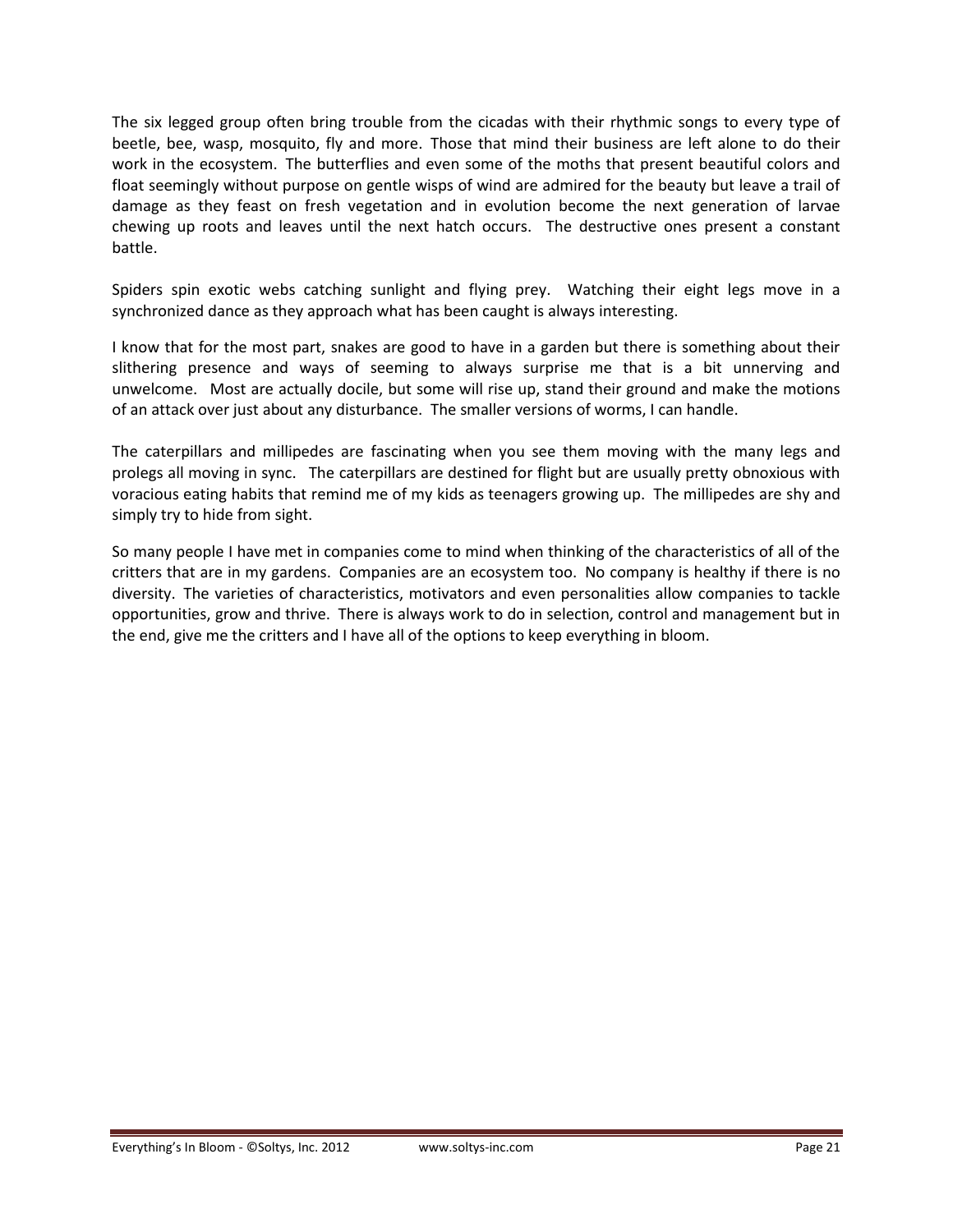The six legged group often bring trouble from the cicadas with their rhythmic songs to every type of beetle, bee, wasp, mosquito, fly and more. Those that mind their business are left alone to do their work in the ecosystem. The butterflies and even some of the moths that present beautiful colors and float seemingly without purpose on gentle wisps of wind are admired for the beauty but leave a trail of damage as they feast on fresh vegetation and in evolution become the next generation of larvae chewing up roots and leaves until the next hatch occurs. The destructive ones present a constant battle.

Spiders spin exotic webs catching sunlight and flying prey. Watching their eight legs move in a synchronized dance as they approach what has been caught is always interesting.

I know that for the most part, snakes are good to have in a garden but there is something about their slithering presence and ways of seeming to always surprise me that is a bit unnerving and unwelcome. Most are actually docile, but some will rise up, stand their ground and make the motions of an attack over just about any disturbance. The smaller versions of worms, I can handle.

The caterpillars and millipedes are fascinating when you see them moving with the many legs and prolegs all moving in sync. The caterpillars are destined for flight but are usually pretty obnoxious with voracious eating habits that remind me of my kids as teenagers growing up. The millipedes are shy and simply try to hide from sight.

So many people I have met in companies come to mind when thinking of the characteristics of all of the critters that are in my gardens. Companies are an ecosystem too. No company is healthy if there is no diversity. The varieties of characteristics, motivators and even personalities allow companies to tackle opportunities, grow and thrive. There is always work to do in selection, control and management but in the end, give me the critters and I have all of the options to keep everything in bloom.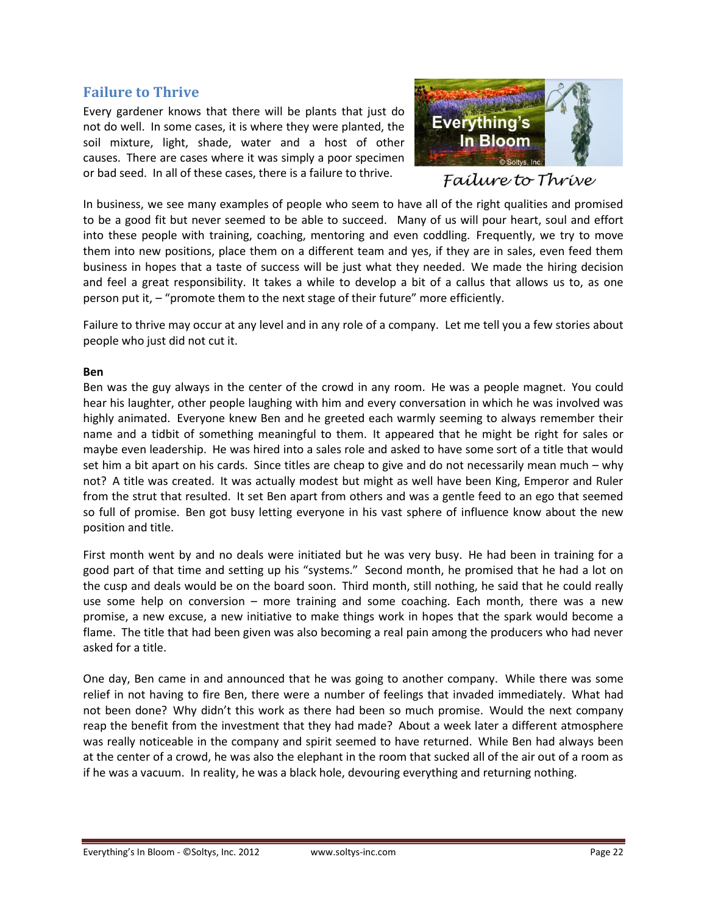## Failure to Thrive

Every gardener knows that there will be plants that just do not do well. In some cases, it is where they were planted, the soil mixture, light, shade, water and a host of other causes. There are cases where it was simply a poor specimen or bad seed. In all of these cases, there is a failure to thrive.

*Failure to Thrive*

In business, we see many examples of people who seem to have all of the right qualities and promised to be a good fit but never seemed to be able to succeed. Many of us will pour heart, soul and effort into these people with training, coaching, mentoring and even coddling. Frequently, we try to move them into new positions, place them on a different team and yes, if they are in sales, even feed them business in hopes that a taste of success will be just what they needed. We made the hiring decision and feel a great responsibility. It takes a while to develop a bit of a callus that allows us to, as one person put it, – "promote them to the next stage of their future" more efficiently.

Failure to thrive may occur at any level and in any role of a company. Let me tell you a few stories about people who just did not cut it.

**Ben**

Ben was the guy always in the center of the crowd in any room. He was a people magnet. You could hear his laughter, other people laughing with him and every conversation in which he was involved was highly animated. Everyone knew Ben and he greeted each warmly seeming to always remember their name and a tidbit of something meaningful to them. It appeared that he might be right for sales or maybe even leadership. He was hired into a sales role and asked to have some sort of a title that would set him a bit apart on his cards. Since titles are cheap to give and do not necessarily mean much – why not? A title was created. It was actually modest but might as well have been King, Emperor and Ruler from the strut that resulted. It set Ben apart from others and was a gentle feed to an ego that seemed so full of promise. Ben got busy letting everyone in his vast sphere of influence know about the new position and title.

First month went by and no deals were initiated but he was very busy. He had been in training for a good part of that time and setting up his "systems." Second month, he promised that he had a lot on the cusp and deals would be on the board soon. Third month, still nothing, he said that he could really use some help on conversion – more training and some coaching. Each month, there was a new promise, a new excuse, a new initiative to make things work in hopes that the spark would become a flame. The title that had been given was also becoming a real pain among the producers who had never asked for a title.

One day, Ben came in and announced that he was going to another company. While there was some relief in not having to fire Ben, there were a number of feelings that invaded immediately. What had not been done? Why didn't this work as there had been so much promise. Would the next company reap the benefit from the investment that they had made? About a week later a different atmosphere was really noticeable in the company and spirit seemed to have returned. While Ben had always been at the center of a crowd, he was also the elephant in the room that sucked all of the air out of a room as if he was a vacuum. In reality, he was a black hole, devouring everything and returning nothing.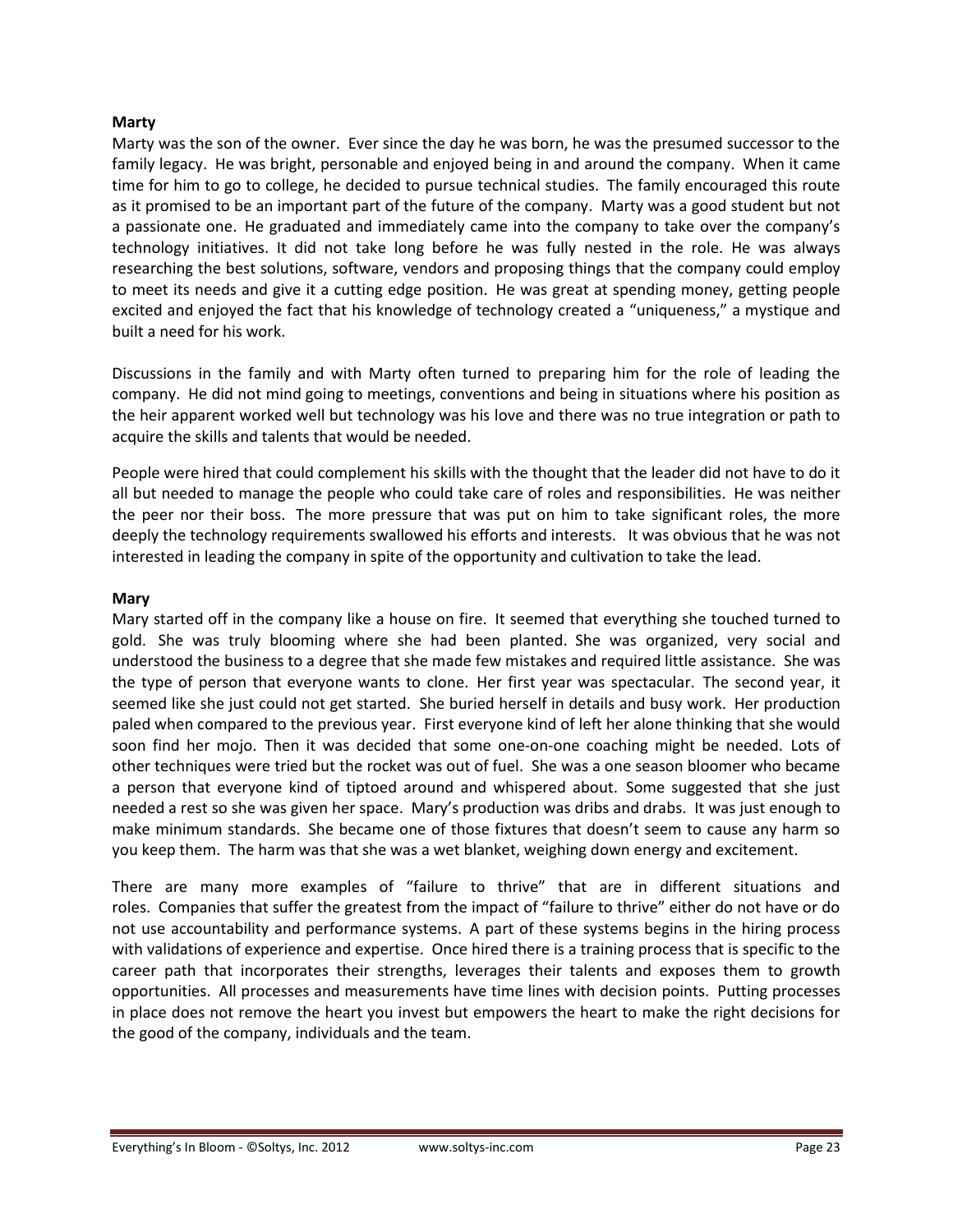**Marty**

Marty was the son of the owner. Ever since the day he was born, he was the presumed successor to the family legacy. He was bright, personable and enjoyed being in and around the company. When it came time for him to go to college, he decided to pursue technical studies. The family encouraged this route as it promised to be an important part of the future of the company. Marty was a good student but not a passionate one. He graduated and immediately came into the company to take over the company's technology initiatives. It did not take long before he was fully nested in the role. He was always researching the best solutions, software, vendors and proposing things that the company could employ to meet its needs and give it a cutting edge position. He was great at spending money, getting people excited and enjoyed the fact that his knowledge of technology created a "uniqueness," a mystique and built a need for his work.

Discussions in the family and with Marty often turned to preparing him for the role of leading the company. He did not mind going to meetings, conventions and being in situations where his position as the heir apparent worked well but technology was his love and there was no true integration or path to acquire the skills and talents that would be needed.

People were hired that could complement his skills with the thought that the leader did not have to do it all but needed to manage the people who could take care of roles and responsibilities. He was neither the peer nor their boss. The more pressure that was put on him to take significant roles, the more deeply the technology requirements swallowed his efforts and interests. It was obvious that he was not interested in leading the company in spite of the opportunity and cultivation to take the lead.

**Mary**

Mary started off in the company like a house on fire. It seemed that everything she touched turned to gold. She was truly blooming where she had been planted. She was organized, very social and understood the business to a degree that she made few mistakes and required little assistance. She was the type of person that everyone wants to clone. Her first year was spectacular. The second year, it seemed like she just could not get started. She buried herself in details and busy work. Her production paled when compared to the previous year. First everyone kind of left her alone thinking that she would soon find her mojo. Then it was decided that some one-on-one coaching might be needed. Lots of other techniques were tried but the rocket was out of fuel. She was a one season bloomer who became a person that everyone kind of tiptoed around and whispered about. Some suggested that she just needed a rest so she was given her space. Mary's production was dribs and drabs. It was just enough to make minimum standards. She became one of those fixtures that doesn't seem to cause any harm so you keep them. The harm was that she was a wet blanket, weighing down energy and excitement.

There are many more examples of "failure to thrive" that are in different situations and roles. Companies that suffer the greatest from the impact of "failure to thrive" either do not have or do not use accountability and performance systems. A part of these systems begins in the hiring process with validations of experience and expertise. Once hired there is a training process that is specific to the career path that incorporates their strengths, leverages their talents and exposes them to growth opportunities. All processes and measurements have time lines with decision points. Putting processes in place does not remove the heart you invest but empowers the heart to make the right decisions for the good of the company, individuals and the team.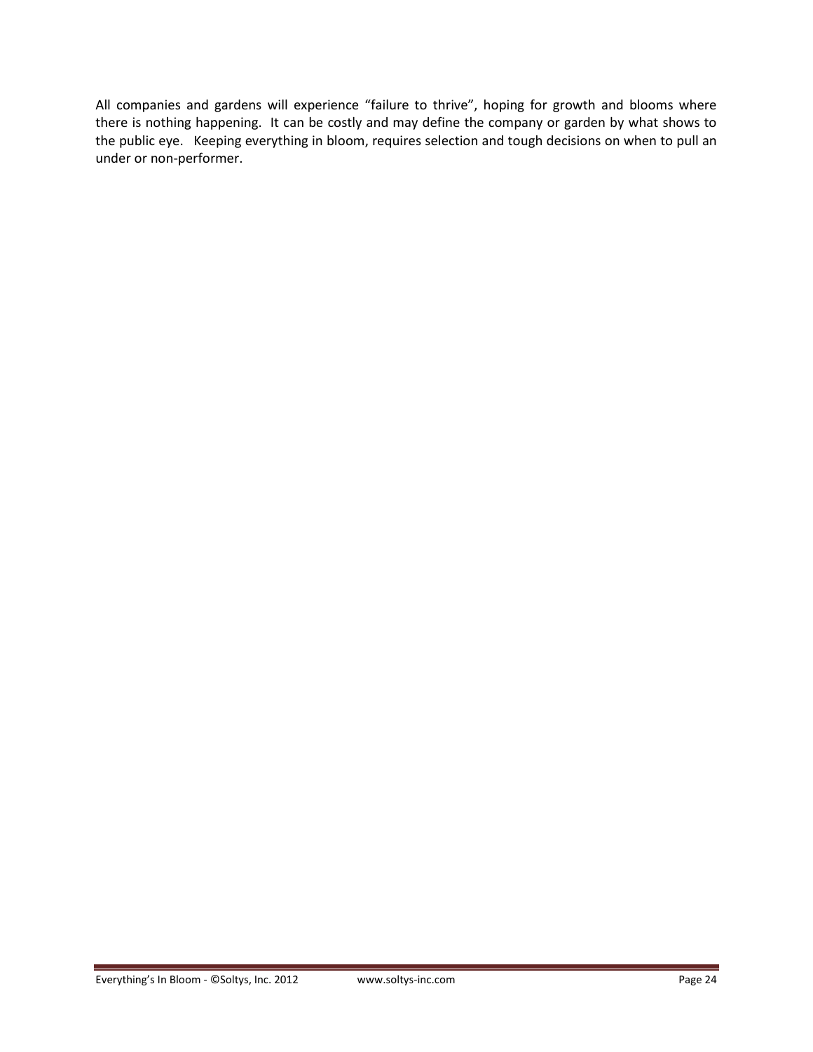All companies and gardens will experience “failure to thrive”, hoping for growth and blooms where there is nothing happening. It can be costly and may define the company or garden by what shows to the public eye. Keeping everything in bloom, requires selection and tough decisions on when to pull an under or non-performer.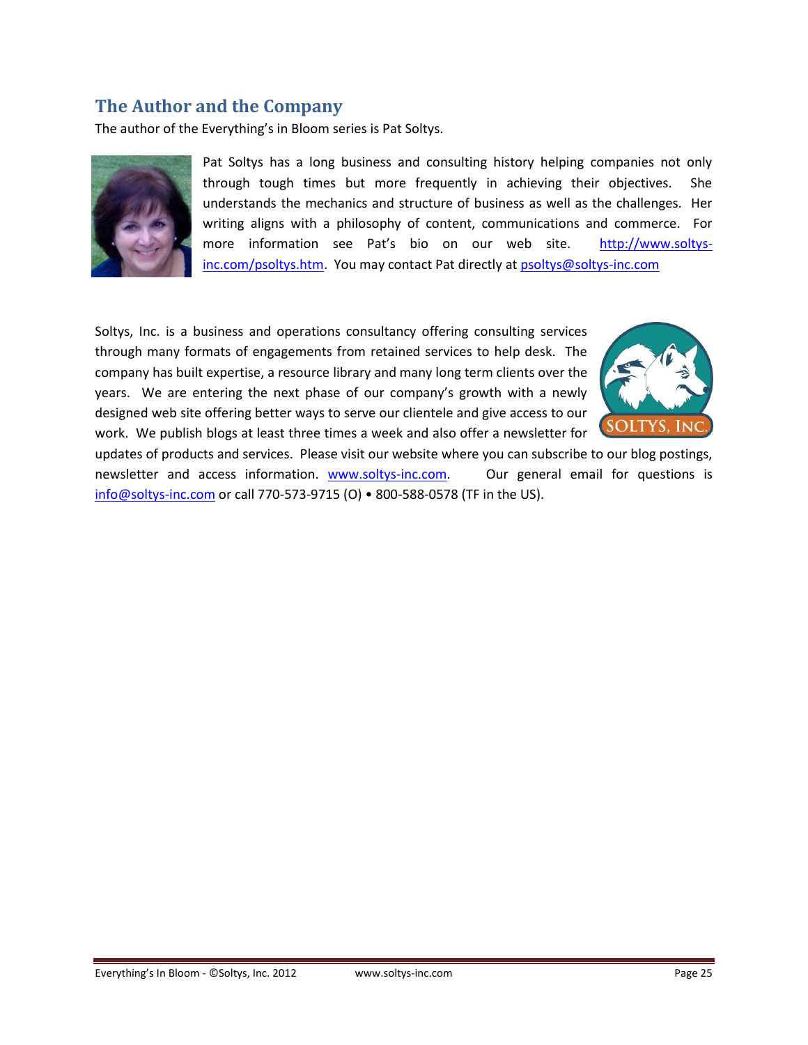## The Author and the Company

The author of the Everything's in Bloom series is Pat Soltys.

Pat Soltys has a long business and consulting history helping companies not only through tough times but more frequently in achieving their objectives. She understands the mechanics and structure of business as well as the challenges. Her writing aligns with a philosophy of content, communications and commerce. For more information see Pat's bio on our web site. http://www.soltys-inc.com/psoltys.htm. You may contact Pat directly at psoltys@soltys-inc.com

Soltys, Inc. is a business and operations consultancy offering consulting services through many formats of engagements from retained services to help desk. The company has built expertise, a resource library and many long term clients over the years. We are entering the next phase of our company's growth with a newly designed web site offering better ways to serve our clientele and give access to our work. We publish blogs at least three times a week and also offer a newsletter for updates of products and services. Please visit our website where you can subscribe to our blog postings, newsletter and access information. www.soltys-inc.com. Our general email for questions is info@soltys-inc.com or call 770-573-9715 (O) • 800-588-0578 (TF in the US).